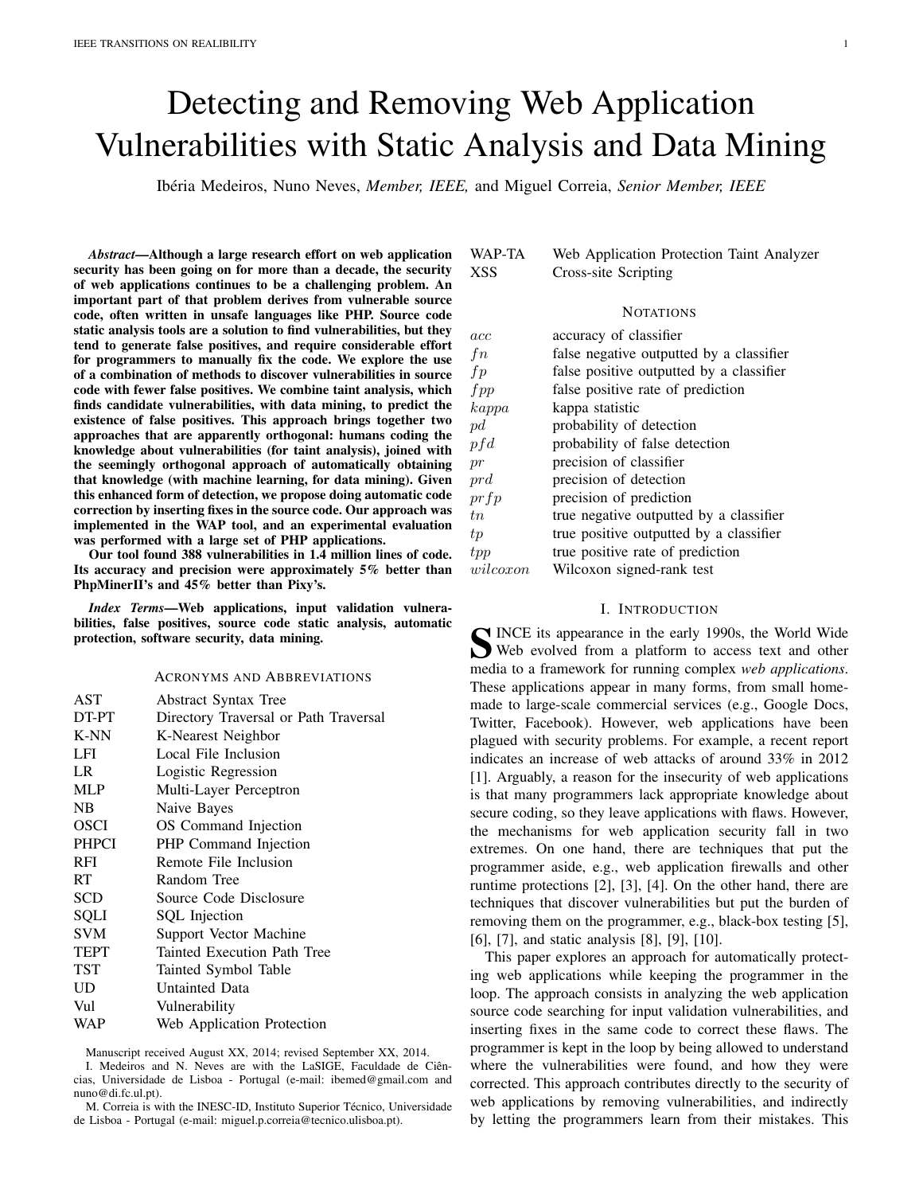# Detecting and Removing Web Application Vulnerabilities with Static Analysis and Data Mining

Ibéria Medeiros, Nuno Neves, *Member, IEEE,* and Miguel Correia, *Senior Member, IEEE*

***Abstract*—Although a large research effort on web application security has been going on for more than a decade, the security of web applications continues to be a challenging problem. An important part of that problem derives from vulnerable source code, often written in unsafe languages like PHP. Source code static analysis tools are a solution to find vulnerabilities, but they tend to generate false positives, and require considerable effort for programmers to manually fix the code. We explore the use of a combination of methods to discover vulnerabilities in source code with fewer false positives. We combine taint analysis, which finds candidate vulnerabilities, with data mining, to predict the existence of false positives. This approach brings together two approaches that are apparently orthogonal: humans coding the knowledge about vulnerabilities (for taint analysis), joined with the seemingly orthogonal approach of automatically obtaining that knowledge (with machine learning, for data mining). Given this enhanced form of detection, we propose doing automatic code correction by inserting fixes in the source code. Our approach was implemented in the WAP tool, and an experimental evaluation was performed with a large set of PHP applications.**

**Our tool found 388 vulnerabilities in 1.4 million lines of code. Its accuracy and precision were approximately 5% better than PhpMinerII's and 45% better than Pixy's.**

***Index Terms*—Web applications, input validation vulnerabilities, false positives, source code static analysis, automatic protection, software security, data mining.**

## Acronyms and Abbreviations

| | |
|---|---|
| AST | Abstract Syntax Tree |
| DT-PT | Directory Traversal or Path Traversal |
| K-NN | K-Nearest Neighbor |
| LFI | Local File Inclusion |
| LR | Logistic Regression |
| MLP | Multi-Layer Perceptron |
| NB | Naive Bayes |
| OSCI | OS Command Injection |
| PHPCI | PHP Command Injection |
| RFI | Remote File Inclusion |
| RT | Random Tree |
| SCD | Source Code Disclosure |
| SQLI | SQL Injection |
| SVM | Support Vector Machine |
| TEPT | Tainted Execution Path Tree |
| TST | Tainted Symbol Table |
| UD | Untainted Data |
| Vul | Vulnerability |
| WAP | Web Application Protection |
| WAP-TA | Web Application Protection Taint Analyzer |
| XSS | Cross-site Scripting |

Manuscript received August XX, 2014; revised September XX, 2014.

I. Medeiros and N. Neves are with the LaSIGE, Faculdade de Ciências, Universidade de Lisboa - Portugal (e-mail: ibemed@gmail.com and nuno@di.fc.ul.pt).

M. Correia is with the INESC-ID, Instituto Superior Técnico, Universidade de Lisboa - Portugal (e-mail: miguel.p.correia@tecnico.ulisboa.pt).

## Notations

| | |
|---|---|
| $acc$ | accuracy of classifier |
| $fn$ | false negative outputted by a classifier |
| $fp$ | false positive outputted by a classifier |
| $fpp$ | false positive rate of prediction |
| $kappa$ | kappa statistic |
| $pd$ | probability of detection |
| $pfd$ | probability of false detection |
| $pr$ | precision of classifier |
| $prd$ | precision of detection |
| $prfp$ | precision of prediction |
| $tn$ | true negative outputted by a classifier |
| $tp$ | true positive outputted by a classifier |
| $tpp$ | true positive rate of prediction |
| $wilcoxon$ | Wilcoxon signed-rank test |

## I. Introduction

Since its appearance in the early 1990s, the World Wide Web evolved from a platform to access text and other media to a framework for running complex *web applications*. These applications appear in many forms, from small home-made to large-scale commercial services (e.g., Google Docs, Twitter, Facebook). However, web applications have been plagued with security problems. For example, a recent report indicates an increase of web attacks of around 33% in 2012 [1]. Arguably, a reason for the insecurity of web applications is that many programmers lack appropriate knowledge about secure coding, so they leave applications with flaws. However, the mechanisms for web application security fall in two extremes. On one hand, there are techniques that put the programmer aside, e.g., web application firewalls and other runtime protections [2], [3], [4]. On the other hand, there are techniques that discover vulnerabilities but put the burden of removing them on the programmer, e.g., black-box testing [5], [6], [7], and static analysis [8], [9], [10].

This paper explores an approach for automatically protecting web applications while keeping the programmer in the loop. The approach consists in analyzing the web application source code searching for input validation vulnerabilities, and inserting fixes in the same code to correct these flaws. The programmer is kept in the loop by being allowed to understand where the vulnerabilities were found, and how they were corrected. This approach contributes directly to the security of web applications by removing vulnerabilities, and indirectly by letting the programmers learn from their mistakes. This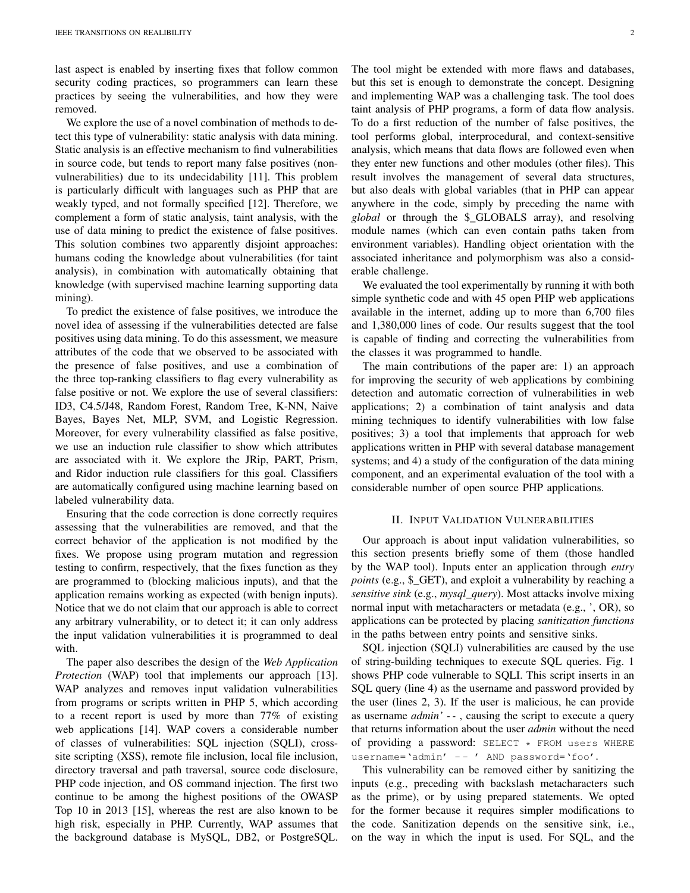last aspect is enabled by inserting fixes that follow common security coding practices, so programmers can learn these practices by seeing the vulnerabilities, and how they were removed.

We explore the use of a novel combination of methods to detect this type of vulnerability: static analysis with data mining. Static analysis is an effective mechanism to find vulnerabilities in source code, but tends to report many false positives (non-vulnerabilities) due to its undecidability [11]. This problem is particularly difficult with languages such as PHP that are weakly typed, and not formally specified [12]. Therefore, we complement a form of static analysis, taint analysis, with the use of data mining to predict the existence of false positives. This solution combines two apparently disjoint approaches: humans coding the knowledge about vulnerabilities (for taint analysis), in combination with automatically obtaining that knowledge (with supervised machine learning supporting data mining).

To predict the existence of false positives, we introduce the novel idea of assessing if the vulnerabilities detected are false positives using data mining. To do this assessment, we measure attributes of the code that we observed to be associated with the presence of false positives, and use a combination of the three top-ranking classifiers to flag every vulnerability as false positive or not. We explore the use of several classifiers: ID3, C4.5/J48, Random Forest, Random Tree, K-NN, Naive Bayes, Bayes Net, MLP, SVM, and Logistic Regression. Moreover, for every vulnerability classified as false positive, we use an induction rule classifier to show which attributes are associated with it. We explore the JRip, PART, Prism, and Ridor induction rule classifiers for this goal. Classifiers are automatically configured using machine learning based on labeled vulnerability data.

Ensuring that the code correction is done correctly requires assessing that the vulnerabilities are removed, and that the correct behavior of the application is not modified by the fixes. We propose using program mutation and regression testing to confirm, respectively, that the fixes function as they are programmed to (blocking malicious inputs), and that the application remains working as expected (with benign inputs). Notice that we do not claim that our approach is able to correct any arbitrary vulnerability, or to detect it; it can only address the input validation vulnerabilities it is programmed to deal with.

The paper also describes the design of the *Web Application Protection* (WAP) tool that implements our approach [13]. WAP analyzes and removes input validation vulnerabilities from programs or scripts written in PHP 5, which according to a recent report is used by more than 77% of existing web applications [14]. WAP covers a considerable number of classes of vulnerabilities: SQL injection (SQLI), cross-site scripting (XSS), remote file inclusion, local file inclusion, directory traversal and path traversal, source code disclosure, PHP code injection, and OS command injection. The first two continue to be among the highest positions of the OWASP Top 10 in 2013 [15], whereas the rest are also known to be high risk, especially in PHP. Currently, WAP assumes that the background database is MySQL, DB2, or PostgreSQL. The tool might be extended with more flaws and databases, but this set is enough to demonstrate the concept. Designing and implementing WAP was a challenging task. The tool does taint analysis of PHP programs, a form of data flow analysis. To do a first reduction of the number of false positives, the tool performs global, interprocedural, and context-sensitive analysis, which means that data flows are followed even when they enter new functions and other modules (other files). This result involves the management of several data structures, but also deals with global variables (that in PHP can appear anywhere in the code, simply by preceding the name with *global* or through the $_GLOBALS array), and resolving module names (which can even contain paths taken from environment variables). Handling object orientation with the associated inheritance and polymorphism was also a considerable challenge.

We evaluated the tool experimentally by running it with both simple synthetic code and with 45 open PHP web applications available in the internet, adding up to more than 6,700 files and 1,380,000 lines of code. Our results suggest that the tool is capable of finding and correcting the vulnerabilities from the classes it was programmed to handle.

The main contributions of the paper are: 1) an approach for improving the security of web applications by combining detection and automatic correction of vulnerabilities in web applications; 2) a combination of taint analysis and data mining techniques to identify vulnerabilities with low false positives; 3) a tool that implements that approach for web applications written in PHP with several database management systems; and 4) a study of the configuration of the data mining component, and an experimental evaluation of the tool with a considerable number of open source PHP applications.

## II. Input Validation Vulnerabilities

Our approach is about input validation vulnerabilities, so this section presents briefly some of them (those handled by the WAP tool). Inputs enter an application through *entry points* (e.g., $_GET), and exploit a vulnerability by reaching a *sensitive sink* (e.g., *mysql_query*). Most attacks involve mixing normal input with metacharacters or metadata (e.g., ', OR), so applications can be protected by placing *sanitization functions* in the paths between entry points and sensitive sinks.

SQL injection (SQLI) vulnerabilities are caused by the use of string-building techniques to execute SQL queries. Fig. 1 shows PHP code vulnerable to SQLI. This script inserts in an SQL query (line 4) as the username and password provided by the user (lines 2, 3). If the user is malicious, he can provide as username *admin' - -* , causing the script to execute a query that returns information about the user *admin* without the need of providing a password: `SELECT * FROM users WHERE username='admin' -- ' AND password='foo'`.

This vulnerability can be removed either by sanitizing the inputs (e.g., preceding with backslash metacharacters such as the prime), or by using prepared statements. We opted for the former because it requires simpler modifications to the code. Sanitization depends on the sensitive sink, i.e., on the way in which the input is used. For SQL, and the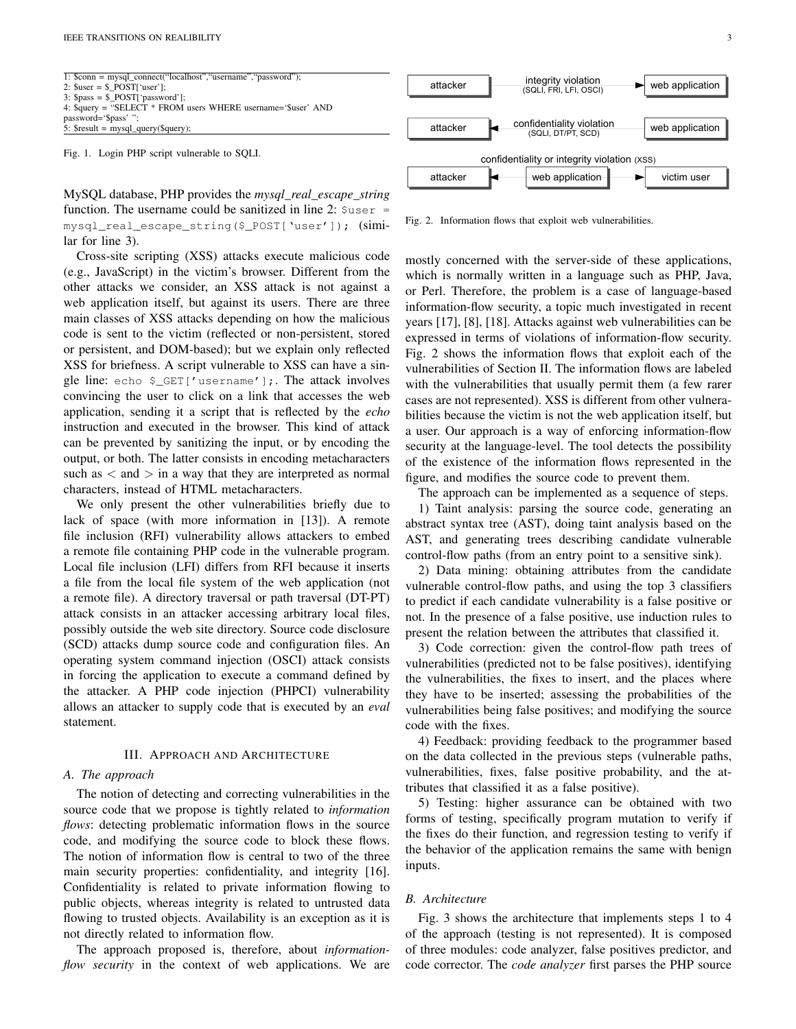```
1: $conn = mysql_connect("localhost","username","password");
2: $user = $_POST['user'];
3: $pass = $_POST['password'];
4: $query = "SELECT * FROM users WHERE username='$user' AND
password='$pass' ";
5: $result = mysql_query($query);
```

Fig. 1. Login PHP script vulnerable to SQLI.

MySQL database, PHP provides the *mysql_real_escape_string* function. The username could be sanitized in line 2: `$user = mysql_real_escape_string($_POST['user']);` (similar for line 3).

Cross-site scripting (XSS) attacks execute malicious code (e.g., JavaScript) in the victim's browser. Different from the other attacks we consider, an XSS attack is not against a web application itself, but against its users. There are three main classes of XSS attacks depending on how the malicious code is sent to the victim (reflected or non-persistent, stored or persistent, and DOM-based); but we explain only reflected XSS for briefness. A script vulnerable to XSS can have a single line: `echo $_GET['username'];`. The attack involves convincing the user to click on a link that accesses the web application, sending it a script that is reflected by the *echo* instruction and executed in the browser. This kind of attack can be prevented by sanitizing the input, or by encoding the output, or both. The latter consists in encoding metacharacters such as $<$ and $>$ in a way that they are interpreted as normal characters, instead of HTML metacharacters.

We only present the other vulnerabilities briefly due to lack of space (with more information in [13]). A remote file inclusion (RFI) vulnerability allows attackers to embed a remote file containing PHP code in the vulnerable program. Local file inclusion (LFI) differs from RFI because it inserts a file from the local file system of the web application (not a remote file). A directory traversal or path traversal (DT-PT) attack consists in an attacker accessing arbitrary local files, possibly outside the web site directory. Source code disclosure (SCD) attacks dump source code and configuration files. An operating system command injection (OSCI) attack consists in forcing the application to execute a command defined by the attacker. A PHP code injection (PHPCI) vulnerability allows an attacker to supply code that is executed by an *eval* statement.

## III. Approach and Architecture

### A. The approach

The notion of detecting and correcting vulnerabilities in the source code that we propose is tightly related to *information flows*: detecting problematic information flows in the source code, and modifying the source code to block these flows. The notion of information flow is central to two of the three main security properties: confidentiality, and integrity [16]. Confidentiality is related to private information flowing to public objects, whereas integrity is related to untrusted data flowing to trusted objects. Availability is an exception as it is not directly related to information flow.

The approach proposed is, therefore, about *information-flow security* in the context of web applications. We are mostly concerned with the server-side of these applications, which is normally written in a language such as PHP, Java, or Perl. Therefore, the problem is a case of language-based information-flow security, a topic much investigated in recent years [17], [8], [18]. Attacks against web vulnerabilities can be expressed in terms of violations of information-flow security. Fig. 2 shows the information flows that exploit each of the vulnerabilities of Section II. The information flows are labeled with the vulnerabilities that usually permit them (a few rarer cases are not represented). XSS is different from other vulnerabilities because the victim is not the web application itself, but a user. Our approach is a way of enforcing information-flow security at the language-level. The tool detects the possibility of the existence of the information flows represented in the figure, and modifies the source code to prevent them.

attacker → integrity violation (SQLI, FRI, LFI, OSCI) → web application

attacker ← confidentiality violation (SQLI, DT/PT, SCD) ← web application

confidentiality or integrity violation (XSS): attacker ← web application → victim user

Fig. 2. Information flows that exploit web vulnerabilities.

The approach can be implemented as a sequence of steps.

1) Taint analysis: parsing the source code, generating an abstract syntax tree (AST), doing taint analysis based on the AST, and generating trees describing candidate vulnerable control-flow paths (from an entry point to a sensitive sink).

2) Data mining: obtaining attributes from the candidate vulnerable control-flow paths, and using the top 3 classifiers to predict if each candidate vulnerability is a false positive or not. In the presence of a false positive, use induction rules to present the relation between the attributes that classified it.

3) Code correction: given the control-flow path trees of vulnerabilities (predicted not to be false positives), identifying the vulnerabilities, the fixes to insert, and the places where they have to be inserted; assessing the probabilities of the vulnerabilities being false positives; and modifying the source code with the fixes.

4) Feedback: providing feedback to the programmer based on the data collected in the previous steps (vulnerable paths, vulnerabilities, fixes, false positive probability, and the attributes that classified it as a false positive).

5) Testing: higher assurance can be obtained with two forms of testing, specifically program mutation to verify if the fixes do their function, and regression testing to verify if the behavior of the application remains the same with benign inputs.

### B. Architecture

Fig. 3 shows the architecture that implements steps 1 to 4 of the approach (testing is not represented). It is composed of three modules: code analyzer, false positives predictor, and code corrector. The *code analyzer* first parses the PHP source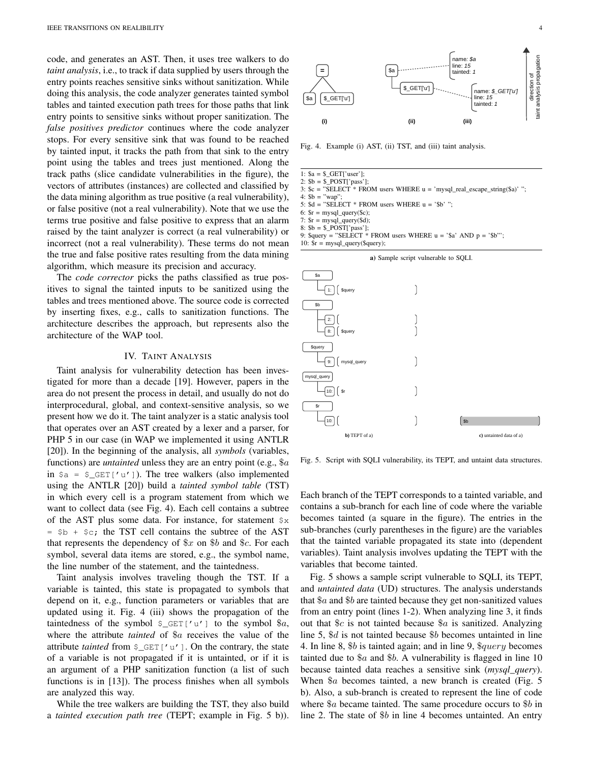code, and generates an AST. Then, it uses tree walkers to do *taint analysis*, i.e., to track if data supplied by users through the entry points reaches sensitive sinks without sanitization. While doing this analysis, the code analyzer generates tainted symbol tables and tainted execution path trees for those paths that link entry points to sensitive sinks without proper sanitization. The *false positives predictor* continues where the code analyzer stops. For every sensitive sink that was found to be reached by tainted input, it tracks the path from that sink to the entry point using the tables and trees just mentioned. Along the track paths (slice candidate vulnerabilities in the figure), the vectors of attributes (instances) are collected and classified by the data mining algorithm as true positive (a real vulnerability), or false positive (not a real vulnerability). Note that we use the terms true positive and false positive to express that an alarm raised by the taint analyzer is correct (a real vulnerability) or incorrect (not a real vulnerability). These terms do not mean the true and false positive rates resulting from the data mining algorithm, which measure its precision and accuracy.

The *code corrector* picks the paths classified as true positives to signal the tainted inputs to be sanitized using the tables and trees mentioned above. The source code is corrected by inserting fixes, e.g., calls to sanitization functions. The architecture describes the approach, but represents also the architecture of the WAP tool.

## IV. Taint Analysis

Taint analysis for vulnerability detection has been investigated for more than a decade [19]. However, papers in the area do not present the process in detail, and usually do not do interprocedural, global, and context-sensitive analysis, so we present how we do it. The taint analyzer is a static analysis tool that operates over an AST created by a lexer and a parser, for PHP 5 in our case (in WAP we implemented it using ANTLR [20]). In the beginning of the analysis, all *symbols* (variables, functions) are *untainted* unless they are an entry point (e.g., $\$a$ in `$a = $_GET['u']`). The tree walkers (also implemented using the ANTLR [20]) build a *tainted symbol table* (TST) in which every cell is a program statement from which we want to collect data (see Fig. 4). Each cell contains a subtree of the AST plus some data. For instance, for statement `$x = $b + $c;` the TST cell contains the subtree of the AST that represents the dependency of $\$x$ on $\$b$ and $\$c$. For each symbol, several data items are stored, e.g., the symbol name, the line number of the statement, and the taintedness.

Taint analysis involves traveling though the TST. If a variable is tainted, this state is propagated to symbols that depend on it, e.g., function parameters or variables that are updated using it. Fig. 4 (iii) shows the propagation of the taintedness of the symbol `$_GET['u']` to the symbol $\$a$, where the attribute *tainted* of $\$a$ receives the value of the attribute *tainted* from `$_GET['u']`. On the contrary, the state of a variable is not propagated if it is untainted, or if it is an argument of a PHP sanitization function (a list of such functions is in [13]). The process finishes when all symbols are analyzed this way.

While the tree walkers are building the TST, they also build a *tainted execution path tree* (TEPT; example in Fig. 5 b)). Each branch of the TEPT corresponds to a tainted variable, and contains a sub-branch for each line of code where the variable becomes tainted (a square in the figure). The entries in the sub-branches (curly parentheses in the figure) are the variables that the tainted variable propagated its state into (dependent variables). Taint analysis involves updating the TEPT with the variables that become tainted.

=
$a
$_GET['u']
(i)
$a
$_GET['u']
(ii)
name: $a
line: 15
tainted: 1
name: $_GET['u']
line: 15
tainted: 1
(iii)
direction of taint analysis propagation

Fig. 4. Example (i) AST, (ii) TST, and (iii) taint analysis.

```
1: $a = $_GET['user'];
2: $b = $_POST['pass'];
3: $c = "SELECT * FROM users WHERE u = 'mysql_real_escape_string($a)' ";
4: $b = "wap";
5: $d = "SELECT * FROM users WHERE u = '$b' ";
6: $r = mysql_query($c);
7: $r = mysql_query($d);
8: $b = $_POST['pass'];
9: $query = "SELECT * FROM users WHERE u = '$a' AND p = '$b'";
10: $r = mysql_query($query);
```

**a)** Sample script vulnerable to SQLI.

$a
1: $query
$b
2:
8: $query
$query
9: mysql_query
mysql_query
10: $r
$r
10:
$b

**b)** TEPT of a)

**c)** untainted data of a)

Fig. 5. Script with SQLI vulnerability, its TEPT, and untaint data structures.

Fig. 5 shows a sample script vulnerable to SQLI, its TEPT, and *untainted data* (UD) structures. The analysis understands that $\$a$ and $\$b$ are tainted because they get non-sanitized values from an entry point (lines 1-2). When analyzing line 3, it finds out that $\$c$ is not tainted because $\$a$ is sanitized. Analyzing line 5, $\$d$ is not tainted because $\$b$ becomes untainted in line 4. In line 8, $\$b$ is tainted again; and in line 9, $\$query$ becomes tainted due to $\$a$ and $\$b$. A vulnerability is flagged in line 10 because tainted data reaches a sensitive sink (*mysql_query*). When $\$a$ becomes tainted, a new branch is created (Fig. 5 b). Also, a sub-branch is created to represent the line of code where $\$a$ became tainted. The same procedure occurs to $\$b$ in line 2. The state of $\$b$ in line 4 becomes untainted. An entry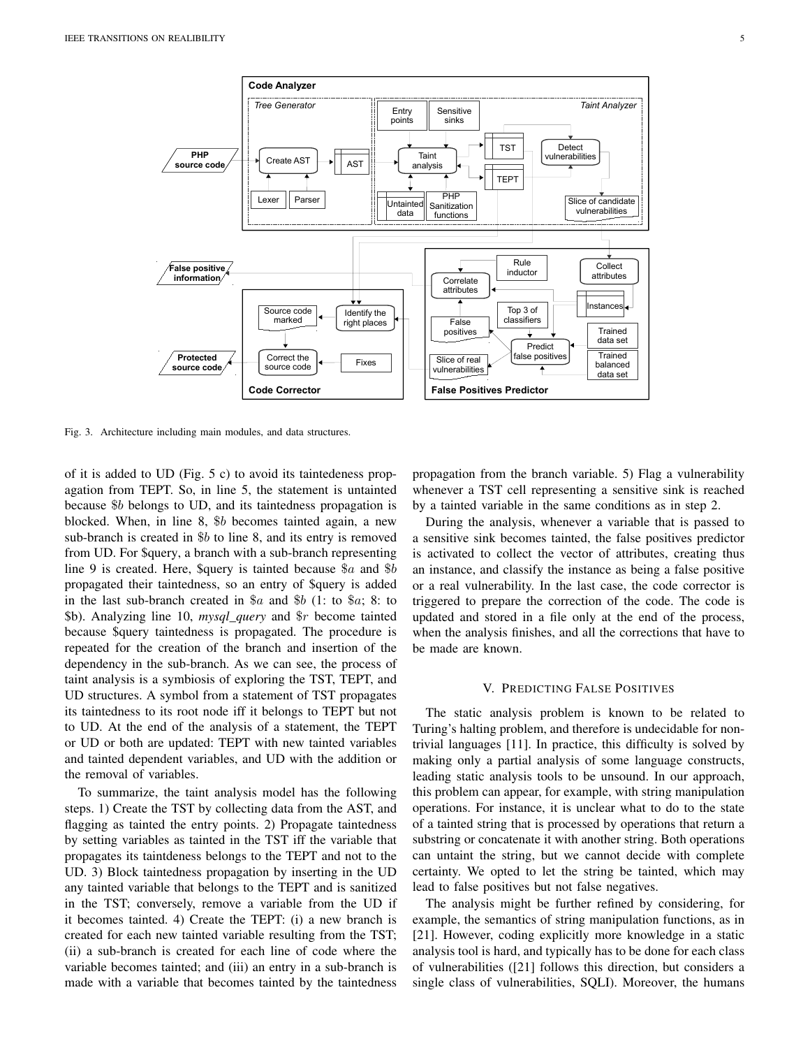Code Analyzer

Tree Generator

Taint Analyzer

PHP source code

Create AST

AST

Lexer

Parser

Entry points

Sensitive sinks

Taint analysis

Untainted data

PHP Sanitization functions

TST

TEPT

Detect vulnerabilities

Slice of candidate vulnerabilities

False positive information

Protected source code

Source code marked

Identify the right places

Correct the source code

Fixes

Code Corrector

Rule inductor

Collect attributes

Correlate attributes

Instances

Top 3 of classifiers

False positives

Predict false positives

Trained data set

Trained balanced data set

Slice of real vulnerabilities

False Positives Predictor

Fig. 3. Architecture including main modules, and data structures.

of it is added to UD (Fig. 5 c) to avoid its taintedeness propagation from TEPT. So, in line 5, the statement is untainted because $\$b$ belongs to UD, and its taintedness propagation is blocked. When, in line 8, $\$b$ becomes tainted again, a new sub-branch is created in $\$b$ to line 8, and its entry is removed from UD. For $query, a branch with a sub-branch representing line 9 is created. Here, $query is tainted because $\$a$ and $\$b$ propagated their taintedness, so an entry of $query is added in the last sub-branch created in $\$a$ and $\$b$ (1: to $\$a$; 8: to $b). Analyzing line 10, *mysql_query* and $\$r$ become tainted because $query taintedness is propagated. The procedure is repeated for the creation of the branch and insertion of the dependency in the sub-branch. As we can see, the process of taint analysis is a symbiosis of exploring the TST, TEPT, and UD structures. A symbol from a statement of TST propagates its taintedness to its root node iff it belongs to TEPT but not to UD. At the end of the analysis of a statement, the TEPT or UD or both are updated: TEPT with new tainted variables and tainted dependent variables, and UD with the addition or the removal of variables.

To summarize, the taint analysis model has the following steps. 1) Create the TST by collecting data from the AST, and flagging as tainted the entry points. 2) Propagate taintedness by setting variables as tainted in the TST iff the variable that propagates its taintdeness belongs to the TEPT and not to the UD. 3) Block taintedness propagation by inserting in the UD any tainted variable that belongs to the TEPT and is sanitized in the TST; conversely, remove a variable from the UD if it becomes tainted. 4) Create the TEPT: (i) a new branch is created for each new tainted variable resulting from the TST; (ii) a sub-branch is created for each line of code where the variable becomes tainted; and (iii) an entry in a sub-branch is made with a variable that becomes tainted by the taintedness propagation from the branch variable. 5) Flag a vulnerability whenever a TST cell representing a sensitive sink is reached by a tainted variable in the same conditions as in step 2.

During the analysis, whenever a variable that is passed to a sensitive sink becomes tainted, the false positives predictor is activated to collect the vector of attributes, creating thus an instance, and classify the instance as being a false positive or a real vulnerability. In the last case, the code corrector is triggered to prepare the correction of the code. The code is updated and stored in a file only at the end of the process, when the analysis finishes, and all the corrections that have to be made are known.

## V. Predicting False Positives

The static analysis problem is known to be related to Turing's halting problem, and therefore is undecidable for non-trivial languages [11]. In practice, this difficulty is solved by making only a partial analysis of some language constructs, leading static analysis tools to be unsound. In our approach, this problem can appear, for example, with string manipulation operations. For instance, it is unclear what to do to the state of a tainted string that is processed by operations that return a substring or concatenate it with another string. Both operations can untaint the string, but we cannot decide with complete certainty. We opted to let the string be tainted, which may lead to false positives but not false negatives.

The analysis might be further refined by considering, for example, the semantics of string manipulation functions, as in [21]. However, coding explicitly more knowledge in a static analysis tool is hard, and typically has to be done for each class of vulnerabilities ([21] follows this direction, but considers a single class of vulnerabilities, SQLI). Moreover, the humans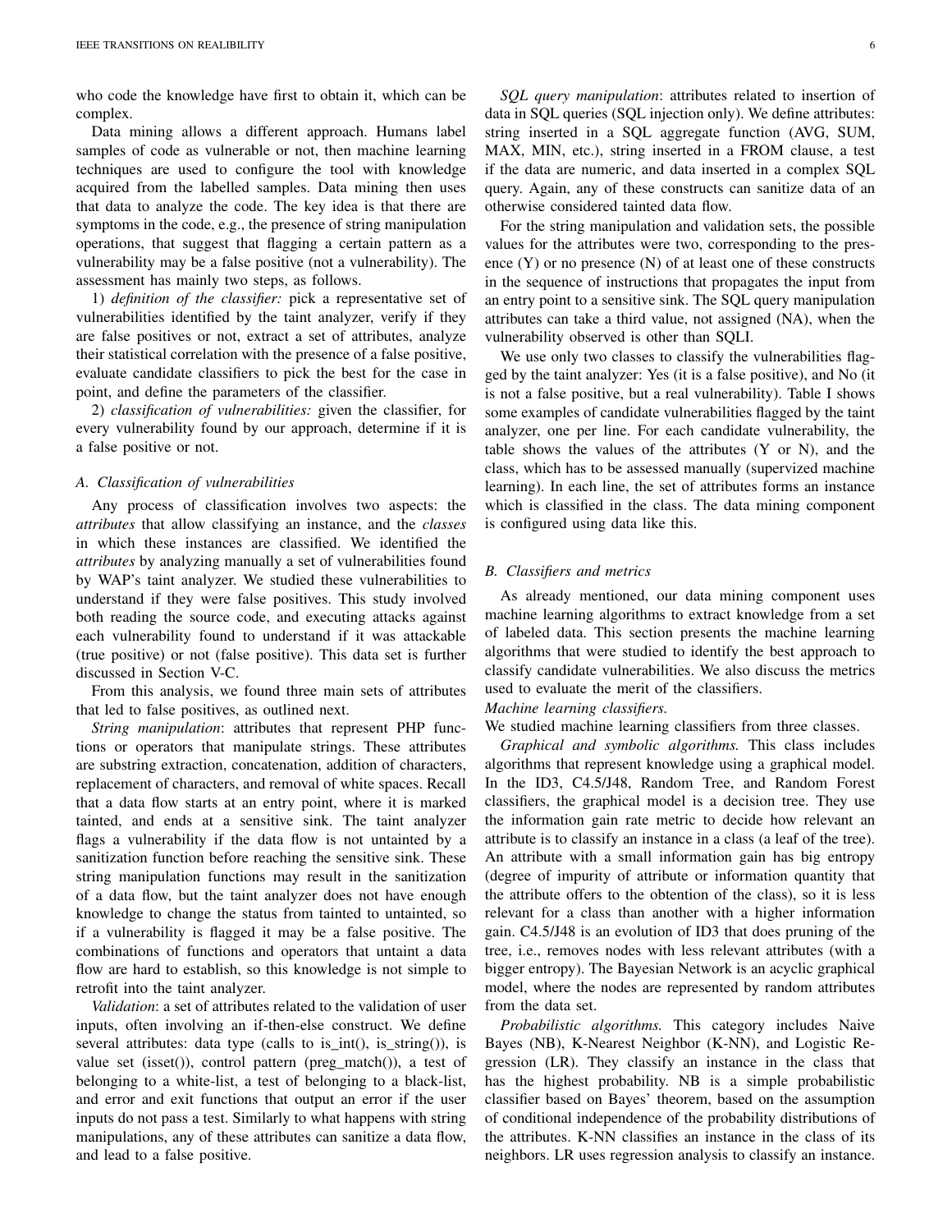who code the knowledge have first to obtain it, which can be complex.

Data mining allows a different approach. Humans label samples of code as vulnerable or not, then machine learning techniques are used to configure the tool with knowledge acquired from the labelled samples. Data mining then uses that data to analyze the code. The key idea is that there are symptoms in the code, e.g., the presence of string manipulation operations, that suggest that flagging a certain pattern as a vulnerability may be a false positive (not a vulnerability). The assessment has mainly two steps, as follows.

1) *definition of the classifier:* pick a representative set of vulnerabilities identified by the taint analyzer, verify if they are false positives or not, extract a set of attributes, analyze their statistical correlation with the presence of a false positive, evaluate candidate classifiers to pick the best for the case in point, and define the parameters of the classifier.

2) *classification of vulnerabilities:* given the classifier, for every vulnerability found by our approach, determine if it is a false positive or not.

### A. Classification of vulnerabilities

Any process of classification involves two aspects: the *attributes* that allow classifying an instance, and the *classes* in which these instances are classified. We identified the *attributes* by analyzing manually a set of vulnerabilities found by WAP's taint analyzer. We studied these vulnerabilities to understand if they were false positives. This study involved both reading the source code, and executing attacks against each vulnerability found to understand if it was attackable (true positive) or not (false positive). This data set is further discussed in Section V-C.

From this analysis, we found three main sets of attributes that led to false positives, as outlined next.

*String manipulation*: attributes that represent PHP functions or operators that manipulate strings. These attributes are substring extraction, concatenation, addition of characters, replacement of characters, and removal of white spaces. Recall that a data flow starts at an entry point, where it is marked tainted, and ends at a sensitive sink. The taint analyzer flags a vulnerability if the data flow is not untainted by a sanitization function before reaching the sensitive sink. These string manipulation functions may result in the sanitization of a data flow, but the taint analyzer does not have enough knowledge to change the status from tainted to untainted, so if a vulnerability is flagged it may be a false positive. The combinations of functions and operators that untaint a data flow are hard to establish, so this knowledge is not simple to retrofit into the taint analyzer.

*Validation*: a set of attributes related to the validation of user inputs, often involving an if-then-else construct. We define several attributes: data type (calls to is_int(), is_string()), is value set (isset()), control pattern (preg_match()), a test of belonging to a white-list, a test of belonging to a black-list, and error and exit functions that output an error if the user inputs do not pass a test. Similarly to what happens with string manipulations, any of these attributes can sanitize a data flow, and lead to a false positive.

*SQL query manipulation*: attributes related to insertion of data in SQL queries (SQL injection only). We define attributes: string inserted in a SQL aggregate function (AVG, SUM, MAX, MIN, etc.), string inserted in a FROM clause, a test if the data are numeric, and data inserted in a complex SQL query. Again, any of these constructs can sanitize data of an otherwise considered tainted data flow.

For the string manipulation and validation sets, the possible values for the attributes were two, corresponding to the presence (Y) or no presence (N) of at least one of these constructs in the sequence of instructions that propagates the input from an entry point to a sensitive sink. The SQL query manipulation attributes can take a third value, not assigned (NA), when the vulnerability observed is other than SQLI.

We use only two classes to classify the vulnerabilities flagged by the taint analyzer: Yes (it is a false positive), and No (it is not a false positive, but a real vulnerability). Table I shows some examples of candidate vulnerabilities flagged by the taint analyzer, one per line. For each candidate vulnerability, the table shows the values of the attributes (Y or N), and the class, which has to be assessed manually (supervized machine learning). In each line, the set of attributes forms an instance which is classified in the class. The data mining component is configured using data like this.

### B. Classifiers and metrics

As already mentioned, our data mining component uses machine learning algorithms to extract knowledge from a set of labeled data. This section presents the machine learning algorithms that were studied to identify the best approach to classify candidate vulnerabilities. We also discuss the metrics used to evaluate the merit of the classifiers.

*Machine learning classifiers.*

We studied machine learning classifiers from three classes.

*Graphical and symbolic algorithms.* This class includes algorithms that represent knowledge using a graphical model. In the ID3, C4.5/J48, Random Tree, and Random Forest classifiers, the graphical model is a decision tree. They use the information gain rate metric to decide how relevant an attribute is to classify an instance in a class (a leaf of the tree). An attribute with a small information gain has big entropy (degree of impurity of attribute or information quantity that the attribute offers to the obtention of the class), so it is less relevant for a class than another with a higher information gain. C4.5/J48 is an evolution of ID3 that does pruning of the tree, i.e., removes nodes with less relevant attributes (with a bigger entropy). The Bayesian Network is an acyclic graphical model, where the nodes are represented by random attributes from the data set.

*Probabilistic algorithms.* This category includes Naive Bayes (NB), K-Nearest Neighbor (K-NN), and Logistic Regression (LR). They classify an instance in the class that has the highest probability. NB is a simple probabilistic classifier based on Bayes' theorem, based on the assumption of conditional independence of the probability distributions of the attributes. K-NN classifies an instance in the class of its neighbors. LR uses regression analysis to classify an instance.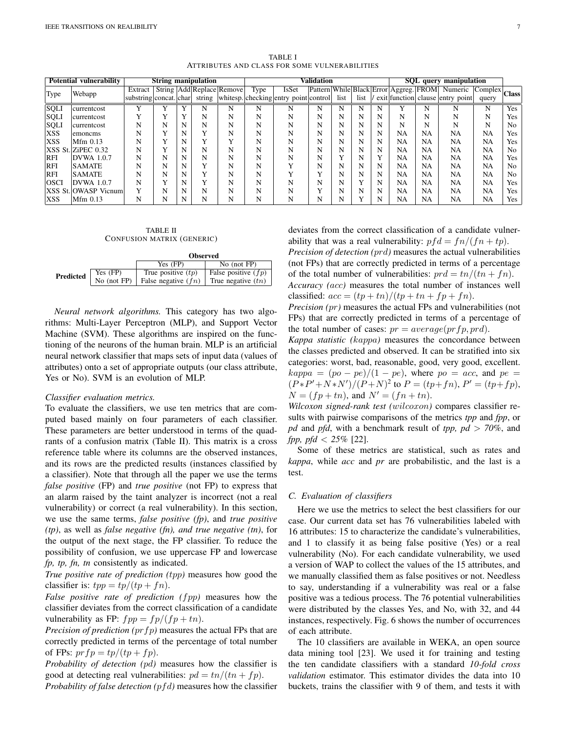TABLE I
ATTRIBUTES AND CLASS FOR SOME VULNERABILITIES

| Potential vulnerability | | String manipulation | | | | | Validation | | | | | | SQL query manipulation | | | | Class |
|---|---|---|---|---|---|---|---|---|---|---|---|---|---|---|---|---|---|
| Type | Webapp | Extract substring | String concat. | Add char | Replace string | Remove whitesp. | Type checking | IsSet entry point | Pattern control | While list | Black list | Error / exit | Aggreg. function | FROM clause | Numeric entry point | Complex query | |
| SQLI | currentcost | Y | Y | Y | N | N | N | N | N | N | N | N | Y | N | N | N | Yes |
| SQLI | currentcost | Y | Y | Y | N | N | N | N | N | N | N | N | N | N | N | N | Yes |
| SQLI | currentcost | N | N | N | N | N | N | N | N | N | N | N | N | N | N | N | No |
| XSS | emoncms | N | Y | N | Y | N | N | N | N | N | N | N | NA | NA | NA | NA | Yes |
| XSS | Mfm 0.13 | N | Y | N | Y | Y | N | N | N | N | N | N | NA | NA | NA | NA | Yes |
| XSS St. | ZiPEC 0.32 | N | Y | N | N | N | N | N | N | N | N | N | NA | NA | NA | NA | No |
| RFI | DVWA 1.0.7 | N | N | N | N | N | N | N | N | Y | N | Y | NA | NA | NA | NA | Yes |
| RFI | SAMATE | N | N | N | Y | N | N | Y | N | N | N | N | NA | NA | NA | NA | No |
| RFI | SAMATE | N | N | N | Y | N | N | Y | Y | N | N | N | NA | NA | NA | NA | No |
| OSCI | DVWA 1.0.7 | N | Y | N | Y | N | N | N | N | N | Y | N | NA | NA | NA | NA | Yes |
| XSS St. | OWASP Vicnum | Y | N | N | N | N | N | N | Y | N | N | N | NA | NA | NA | NA | Yes |
| XSS | Mfm 0.13 | N | N | N | N | N | N | N | N | N | Y | N | NA | NA | NA | NA | Yes |

TABLE II
CONFUSION MATRIX (GENERIC)

| | | Observed | |
|---|---|---|---|
| | | Yes (FP) | No (not FP) |
| Predicted | Yes (FP) | True positive ($tp$) | False positive ($fp$) |
| | No (not FP) | False negative ($fn$) | True negative ($tn$) |

*Neural network algorithms.* This category has two algorithms: Multi-Layer Perceptron (MLP), and Support Vector Machine (SVM). These algorithms are inspired on the functioning of the neurons of the human brain. MLP is an artificial neural network classifier that maps sets of input data (values of attributes) onto a set of appropriate outputs (our class attribute, Yes or No). SVM is an evolution of MLP.

*Classifier evaluation metrics.*
To evaluate the classifiers, we use ten metrics that are computed based mainly on four parameters of each classifier. These parameters are better understood in terms of the quadrants of a confusion matrix (Table II). This matrix is a cross reference table where its columns are the observed instances, and its rows are the predicted results (instances classified by a classifier). Note that through all the paper we use the terms *false positive* (FP) and *true positive* (not FP) to express that an alarm raised by the taint analyzer is incorrect (not a real vulnerability) or correct (a real vulnerability). In this section, we use the same terms, *false positive (fp)*, and *true positive (tp)*, as well as *false negative (fn), and true negative (tn)*, for the output of the next stage, the FP classifier. To reduce the possibility of confusion, we use uppercase FP and lowercase *fp, tp, fn, tn* consistently as indicated.

*True positive rate of prediction (tpp)* measures how good the classifier is: $tpp = tp/(tp + fn)$.

*False positive rate of prediction ($fpp$)* measures how the classifier deviates from the correct classification of a candidate vulnerability as FP: $fpp = fp/(fp + tn)$.

*Precision of prediction ($prfp$)* measures the actual FPs that are correctly predicted in terms of the percentage of total number of FPs: $prfp = tp/(tp + fp)$.

*Probability of detection (pd)* measures how the classifier is good at detecting real vulnerabilities: $pd = tn/(tn + fp)$.

*Probability of false detection ($pfd$)* measures how the classifier deviates from the correct classification of a candidate vulnerability that was a real vulnerability: $pfd = fn/(fn + tp)$.

*Precision of detection ($prd$)* measures the actual vulnerabilities (not FPs) that are correctly predicted in terms of a percentage of the total number of vulnerabilities: $prd = tn/(tn + fn)$.

*Accuracy (acc)* measures the total number of instances well classified: $acc = (tp + tn)/(tp + tn + fp + fn)$.

*Precision (pr)* measures the actual FPs and vulnerabilities (not FPs) that are correctly predicted in terms of a percentage of the total number of cases: $pr = average(prfp, prd)$.

*Kappa statistic ($kappa$)* measures the concordance between the classes predicted and observed. It can be stratified into six categories: worst, bad, reasonable, good, very good, excellent. $kappa = (po - pe)/(1 - pe)$, where $po = acc$, and $pe = (P*P' + N*N')/(P+N)^2$ to $P = (tp+fn)$, $P' = (tp+fp)$, $N = (fp + tn)$, and $N' = (fn + tn)$.

*Wilcoxon signed-rank test ($wilcoxon$)* compares classifier results with pairwise comparisons of the metrics *tpp* and *fpp*, or *pd* and *pfd*, with a benchmark result of *tpp, pd* $> 70\%$, and *fpp, pfd* $< 25\%$ [22].

Some of these metrics are statistical, such as rates and *kappa*, while *acc* and *pr* are probabilistic, and the last is a test.

### C. Evaluation of classifiers

Here we use the metrics to select the best classifiers for our case. Our current data set has 76 vulnerabilities labeled with 16 attributes: 15 to characterize the candidate's vulnerabilities, and 1 to classify it as being false positive (Yes) or a real vulnerability (No). For each candidate vulnerability, we used a version of WAP to collect the values of the 15 attributes, and we manually classified them as false positives or not. Needless to say, understanding if a vulnerability was real or a false positive was a tedious process. The 76 potential vulnerabilities were distributed by the classes Yes, and No, with 32, and 44 instances, respectively. Fig. 6 shows the number of occurrences of each attribute.

The 10 classifiers are available in WEKA, an open source data mining tool [23]. We used it for training and testing the ten candidate classifiers with a standard *10-fold cross validation* estimator. This estimator divides the data into 10 buckets, trains the classifier with 9 of them, and tests it with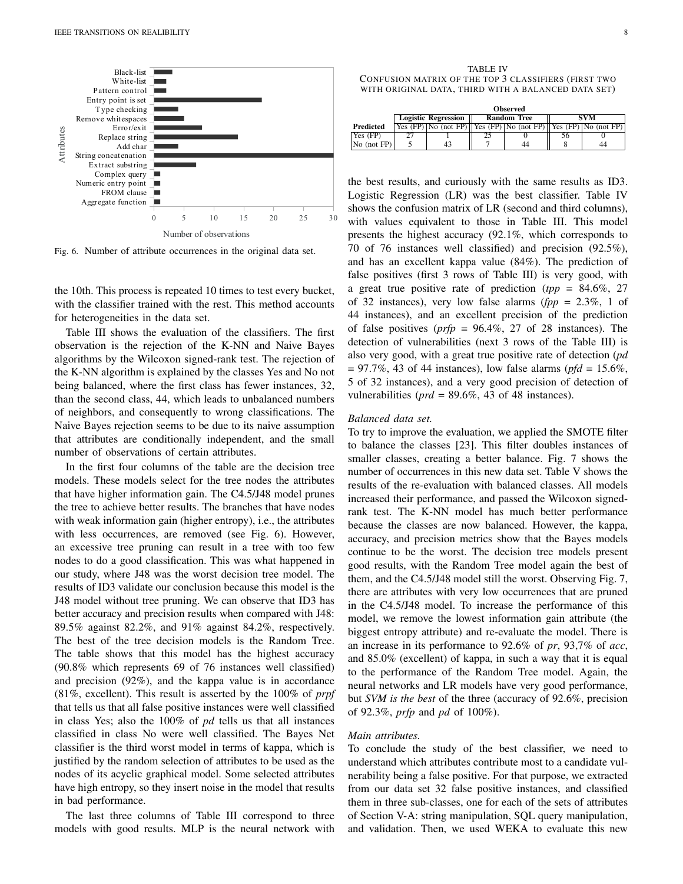Fig. 6. Number of attribute occurrences in the original data set.

the 10th. This process is repeated 10 times to test every bucket, with the classifier trained with the rest. This method accounts for heterogeneities in the data set.

Table III shows the evaluation of the classifiers. The first observation is the rejection of the K-NN and Naive Bayes algorithms by the Wilcoxon signed-rank test. The rejection of the K-NN algorithm is explained by the classes Yes and No not being balanced, where the first class has fewer instances, 32, than the second class, 44, which leads to unbalanced numbers of neighbors, and consequently to wrong classifications. The Naive Bayes rejection seems to be due to its naive assumption that attributes are conditionally independent, and the small number of observations of certain attributes.

In the first four columns of the table are the decision tree models. These models select for the tree nodes the attributes that have higher information gain. The C4.5/J48 model prunes the tree to achieve better results. The branches that have nodes with weak information gain (higher entropy), i.e., the attributes with less occurrences, are removed (see Fig. 6). However, an excessive tree pruning can result in a tree with too few nodes to do a good classification. This was what happened in our study, where J48 was the worst decision tree model. The results of ID3 validate our conclusion because this model is the J48 model without tree pruning. We can observe that ID3 has better accuracy and precision results when compared with J48: 89.5% against 82.2%, and 91% against 84.2%, respectively. The best of the tree decision models is the Random Tree. The table shows that this model has the highest accuracy (90.8% which represents 69 of 76 instances well classified) and precision (92%), and the kappa value is in accordance (81%, excellent). This result is asserted by the 100% of *prpf* that tells us that all false positive instances were well classified in class Yes; also the 100% of *pd* tells us that all instances classified in class No were well classified. The Bayes Net classifier is the third worst model in terms of kappa, which is justified by the random selection of attributes to be used as the nodes of its acyclic graphical model. Some selected attributes have high entropy, so they insert noise in the model that results in bad performance.

The last three columns of Table III correspond to three models with good results. MLP is the neural network with the best results, and curiously with the same results as ID3. Logistic Regression (LR) was the best classifier. Table IV shows the confusion matrix of LR (second and third columns), with values equivalent to those in Table III. This model presents the highest accuracy (92.1%, which corresponds to 70 of 76 instances well classified) and precision (92.5%), and has an excellent kappa value (84%). The prediction of false positives (first 3 rows of Table III) is very good, with a great true positive rate of prediction (*tpp* = 84.6%, 27 of 32 instances), very low false alarms (*fpp* = 2.3%, 1 of 44 instances), and an excellent precision of the prediction of false positives (*prfp* = 96.4%, 27 of 28 instances). The detection of vulnerabilities (next 3 rows of the Table III) is also very good, with a great true positive rate of detection (*pd* = 97.7%, 43 of 44 instances), low false alarms (*pfd* = 15.6%, 5 of 32 instances), and a very good precision of detection of vulnerabilities (*prd* = 89.6%, 43 of 48 instances).

TABLE IV
CONFUSION MATRIX OF THE TOP 3 CLASSIFIERS (FIRST TWO WITH ORIGINAL DATA, THIRD WITH A BALANCED DATA SET)

| | Observed | | | | | |
|---|---|---|---|---|---|---|
| | Logistic Regression | | Random Tree | | SVM | |
| Predicted | Yes (FP) | No (not FP) | Yes (FP) | No (not FP) | Yes (FP) | No (not FP) |
| Yes (FP) | 27 | 1 | 25 | 0 | 56 | 0 |
| No (not FP) | 5 | 43 | 7 | 44 | 8 | 44 |

*Balanced data set.*
To try to improve the evaluation, we applied the SMOTE filter to balance the classes [23]. This filter doubles instances of smaller classes, creating a better balance. Fig. 7 shows the number of occurrences in this new data set. Table V shows the results of the re-evaluation with balanced classes. All models increased their performance, and passed the Wilcoxon signed-rank test. The K-NN model has much better performance because the classes are now balanced. However, the kappa, accuracy, and precision metrics show that the Bayes models continue to be the worst. The decision tree models present good results, with the Random Tree model again the best of them, and the C4.5/J48 model still the worst. Observing Fig. 7, there are attributes with very low occurrences that are pruned in the C4.5/J48 model. To increase the performance of this model, we remove the lowest information gain attribute (the biggest entropy attribute) and re-evaluate the model. There is an increase in its performance to 92.6% of *pr*, 93,7% of *acc*, and 85.0% (excellent) of kappa, in such a way that it is equal to the performance of the Random Tree model. Again, the neural networks and LR models have very good performance, but *SVM is the best* of the three (accuracy of 92.6%, precision of 92.3%, *prfp* and *pd* of 100%).

*Main attributes.*
To conclude the study of the best classifier, we need to understand which attributes contribute most to a candidate vulnerability being a false positive. For that purpose, we extracted from our data set 32 false positive instances, and classified them in three sub-classes, one for each of the sets of attributes of Section V-A: string manipulation, SQL query manipulation, and validation. Then, we used WEKA to evaluate this new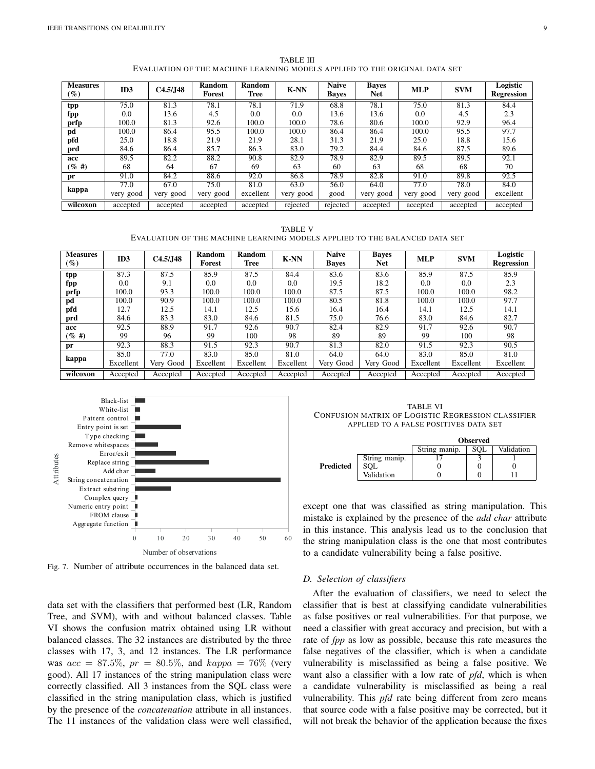TABLE III
EVALUATION OF THE MACHINE LEARNING MODELS APPLIED TO THE ORIGINAL DATA SET

| Measures (%) | ID3 | C4.5/J48 | Random Forest | Random Tree | K-NN | Naive Bayes | Bayes Net | MLP | SVM | Logistic Regression |
|---|---|---|---|---|---|---|---|---|---|---|
| **tpp** | 75.0 | 81.3 | 78.1 | 78.1 | 71.9 | 68.8 | 78.1 | 75.0 | 81.3 | 84.4 |
| **fpp** | 0.0 | 13.6 | 4.5 | 0.0 | 0.0 | 13.6 | 13.6 | 0.0 | 4.5 | 2.3 |
| **prfp** | 100.0 | 81.3 | 92.6 | 100.0 | 100.0 | 78.6 | 80.6 | 100.0 | 92.9 | 96.4 |
| **pd** | 100.0 | 86.4 | 95.5 | 100.0 | 100.0 | 86.4 | 86.4 | 100.0 | 95.5 | 97.7 |
| **pfd** | 25.0 | 18.8 | 21.9 | 21.9 | 28.1 | 31.3 | 21.9 | 25.0 | 18.8 | 15.6 |
| **prd** | 84.6 | 86.4 | 85.7 | 86.3 | 83.0 | 79.2 | 84.4 | 84.6 | 87.5 | 89.6 |
| **acc** | 89.5 | 82.2 | 88.2 | 90.8 | 82.9 | 78.9 | 82.9 | 89.5 | 89.5 | 92.1 |
| **(% #)** | 68 | 64 | 67 | 69 | 63 | 60 | 63 | 68 | 68 | 70 |
| **pr** | 91.0 | 84.2 | 88.6 | 92.0 | 86.8 | 78.9 | 82.8 | 91.0 | 89.8 | 92.5 |
| **kappa** | 77.0 very good | 67.0 very good | 75.0 very good | 81.0 excellent | 63.0 very good | 56.0 good | 64.0 very good | 77.0 very good | 78.0 very good | 84.0 excellent |
| **wilcoxon** | accepted | accepted | accepted | accepted | rejected | rejected | accepted | accepted | accepted | accepted |

TABLE V
EVALUATION OF THE MACHINE LEARNING MODELS APPLIED TO THE BALANCED DATA SET

| Measures (%) | ID3 | C4.5/J48 | Random Forest | Random Tree | K-NN | Naive Bayes | Bayes Net | MLP | SVM | Logistic Regression |
|---|---|---|---|---|---|---|---|---|---|---|
| **tpp** | 87.3 | 87.5 | 85.9 | 87.5 | 84.4 | 83.6 | 83.6 | 85.9 | 87.5 | 85.9 |
| **fpp** | 0.0 | 9.1 | 0.0 | 0.0 | 0.0 | 19.5 | 18.2 | 0.0 | 0.0 | 2.3 |
| **prfp** | 100.0 | 93.3 | 100.0 | 100.0 | 100.0 | 87.5 | 87.5 | 100.0 | 100.0 | 98.2 |
| **pd** | 100.0 | 90.9 | 100.0 | 100.0 | 100.0 | 80.5 | 81.8 | 100.0 | 100.0 | 97.7 |
| **pfd** | 12.7 | 12.5 | 14.1 | 12.5 | 15.6 | 16.4 | 16.4 | 14.1 | 12.5 | 14.1 |
| **prd** | 84.6 | 83.3 | 83.0 | 84.6 | 81.5 | 75.0 | 76.6 | 83.0 | 84.6 | 82.7 |
| **acc** | 92.5 | 88.9 | 91.7 | 92.6 | 90.7 | 82.4 | 82.9 | 91.7 | 92.6 | 90.7 |
| **(% #)** | 99 | 96 | 99 | 100 | 98 | 89 | 89 | 99 | 100 | 98 |
| **pr** | 92.3 | 88.3 | 91.5 | 92.3 | 90.7 | 81.3 | 82.0 | 91.5 | 92.3 | 90.5 |
| **kappa** | 85.0 Excellent | 77.0 Very Good | 83.0 Excellent | 85.0 Excellent | 81.0 Excellent | 64.0 Very Good | 64.0 Very Good | 83.0 Excellent | 85.0 Excellent | 81.0 Excellent |
| **wilcoxon** | Accepted | Accepted | Accepted | Accepted | Accepted | Accepted | Accepted | Accepted | Accepted | Accepted |

Fig. 7. Number of attribute occurrences in the balanced data set.

data set with the classifiers that performed best (LR, Random Tree, and SVM), with and without balanced classes. Table VI shows the confusion matrix obtained using LR without balanced classes. The 32 instances are distributed by the three classes with 17, 3, and 12 instances. The LR performance was $acc = 87.5\%$, $pr = 80.5\%$, and $kappa = 76\%$ (very good). All 17 instances of the string manipulation class were correctly classified. All 3 instances from the SQL class were classified in the string manipulation class, which is justified by the presence of the *concatenation* attribute in all instances. The 11 instances of the validation class were well classified, except one that was classified as string manipulation. This mistake is explained by the presence of the *add char* attribute in this instance. This analysis lead us to the conclusion that the string manipulation class is the one that most contributes to a candidate vulnerability being a false positive.

TABLE VI
CONFUSION MATRIX OF LOGISTIC REGRESSION CLASSIFIER APPLIED TO A FALSE POSITIVES DATA SET

| | | Observed | | |
|---|---|---|---|---|
| | | String manip. | SQL | Validation |
| **Predicted** | String manip. | 17 | 3 | 1 |
| | SQL | 0 | 0 | 0 |
| | Validation | 0 | 0 | 11 |

### D. Selection of classifiers

After the evaluation of classifiers, we need to select the classifier that is best at classifying candidate vulnerabilities as false positives or real vulnerabilities. For that purpose, we need a classifier with great accuracy and precision, but with a rate of *fpp* as low as possible, because this rate measures the false negatives of the classifier, which is when a candidate vulnerability is misclassified as being a false positive. We want also a classifier with a low rate of *pfd*, which is when a candidate vulnerability is misclassified as being a real vulnerability. This *pfd* rate being different from zero means that source code with a false positive may be corrected, but it will not break the behavior of the application because the fixes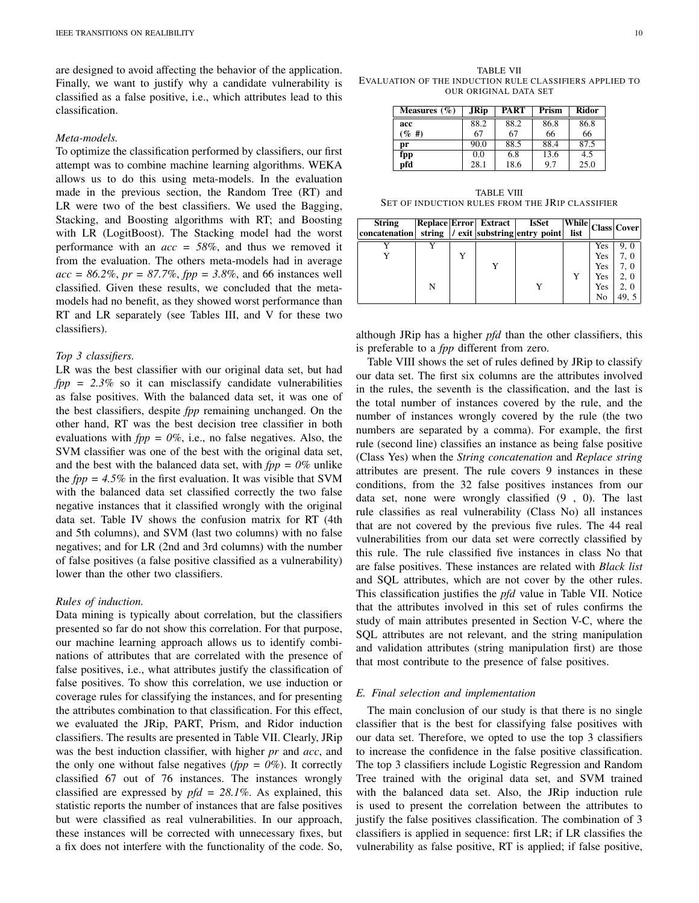are designed to avoid affecting the behavior of the application. Finally, we want to justify why a candidate vulnerability is classified as a false positive, i.e., which attributes lead to this classification.

*Meta-models.*
To optimize the classification performed by classifiers, our first attempt was to combine machine learning algorithms. WEKA allows us to do this using meta-models. In the evaluation made in the previous section, the Random Tree (RT) and LR were two of the best classifiers. We used the Bagging, Stacking, and Boosting algorithms with RT; and Boosting with LR (LogitBoost). The Stacking model had the worst performance with an *acc = 58%*, and thus we removed it from the evaluation. The others meta-models had in average *acc = 86.2%*, *pr = 87.7%*, *fpp = 3.8%*, and 66 instances well classified. Given these results, we concluded that the meta-models had no benefit, as they showed worst performance than RT and LR separately (see Tables III, and V for these two classifiers).

*Top 3 classifiers.*
LR was the best classifier with our original data set, but had *fpp = 2.3%* so it can misclassify candidate vulnerabilities as false positives. With the balanced data set, it was one of the best classifiers, despite *fpp* remaining unchanged. On the other hand, RT was the best decision tree classifier in both evaluations with *fpp = 0%*, i.e., no false negatives. Also, the SVM classifier was one of the best with the original data set, and the best with the balanced data set, with *fpp = 0%* unlike the *fpp = 4.5%* in the first evaluation. It was visible that SVM with the balanced data set classified correctly the two false negative instances that it classified wrongly with the original data set. Table IV shows the confusion matrix for RT (4th and 5th columns), and SVM (last two columns) with no false negatives; and for LR (2nd and 3rd columns) with the number of false positives (a false positive classified as a vulnerability) lower than the other two classifiers.

*Rules of induction.*
Data mining is typically about correlation, but the classifiers presented so far do not show this correlation. For that purpose, our machine learning approach allows us to identify combinations of attributes that are correlated with the presence of false positives, i.e., what attributes justify the classification of false positives. To show this correlation, we use induction or coverage rules for classifying the instances, and for presenting the attributes combination to that classification. For this effect, we evaluated the JRip, PART, Prism, and Ridor induction classifiers. The results are presented in Table VII. Clearly, JRip was the best induction classifier, with higher *pr* and *acc*, and the only one without false negatives (*fpp = 0%*). It correctly classified 67 out of 76 instances. The instances wrongly classified are expressed by *pfd = 28.1%*. As explained, this statistic reports the number of instances that are false positives but were classified as real vulnerabilities. In our approach, these instances will be corrected with unnecessary fixes, but a fix does not interfere with the functionality of the code. So, although JRip has a higher *pfd* than the other classifiers, this is preferable to a *fpp* different from zero.

TABLE VII
EVALUATION OF THE INDUCTION RULE CLASSIFIERS APPLIED TO OUR ORIGINAL DATA SET

| Measures (%) | JRip | PART | Prism | Ridor |
|---|---|---|---|---|
| **acc** | 88.2 | 88.2 | 86.8 | 86.8 |
| **(% #)** | 67 | 67 | 66 | 66 |
| **pr** | 90.0 | 88.5 | 88.4 | 87.5 |
| **fpp** | 0.0 | 6.8 | 13.6 | 4.5 |
| **pfd** | 28.1 | 18.6 | 9.7 | 25.0 |

TABLE VIII
SET OF INDUCTION RULES FROM THE JRIP CLASSIFIER

| String concatenation | Replace string | Error / exit | Extract substring | IsSet entry point | While list | Class | Cover |
|---|---|---|---|---|---|---|---|
| Y | Y | | | | | Yes | 9, 0 |
| Y | | Y | | | | Yes | 7, 0 |
| | | | Y | | | Yes | 7, 0 |
| | | | | | Y | Yes | 2, 0 |
| | N | | | Y | | Yes | 2, 0 |
| | | | | | | No | 49, 5 |

Table VIII shows the set of rules defined by JRip to classify our data set. The first six columns are the attributes involved in the rules, the seventh is the classification, and the last is the total number of instances covered by the rule, and the number of instances wrongly covered by the rule (the two numbers are separated by a comma). For example, the first rule (second line) classifies an instance as being false positive (Class Yes) when the *String concatenation* and *Replace string* attributes are present. The rule covers 9 instances in these conditions, from the 32 false positives instances from our data set, none were wrongly classified (9 , 0). The last rule classifies as real vulnerability (Class No) all instances that are not covered by the previous five rules. The 44 real vulnerabilities from our data set were correctly classified by this rule. The rule classified five instances in class No that are false positives. These instances are related with *Black list* and SQL attributes, which are not cover by the other rules. This classification justifies the *pfd* value in Table VII. Notice that the attributes involved in this set of rules confirms the study of main attributes presented in Section V-C, where the SQL attributes are not relevant, and the string manipulation and validation attributes (string manipulation first) are those that most contribute to the presence of false positives.

## E. Final selection and implementation

The main conclusion of our study is that there is no single classifier that is the best for classifying false positives with our data set. Therefore, we opted to use the top 3 classifiers to increase the confidence in the false positive classification. The top 3 classifiers include Logistic Regression and Random Tree trained with the original data set, and SVM trained with the balanced data set. Also, the JRip induction rule is used to present the correlation between the attributes to justify the false positives classification. The combination of 3 classifiers is applied in sequence: first LR; if LR classifies the vulnerability as false positive, RT is applied; if false positive,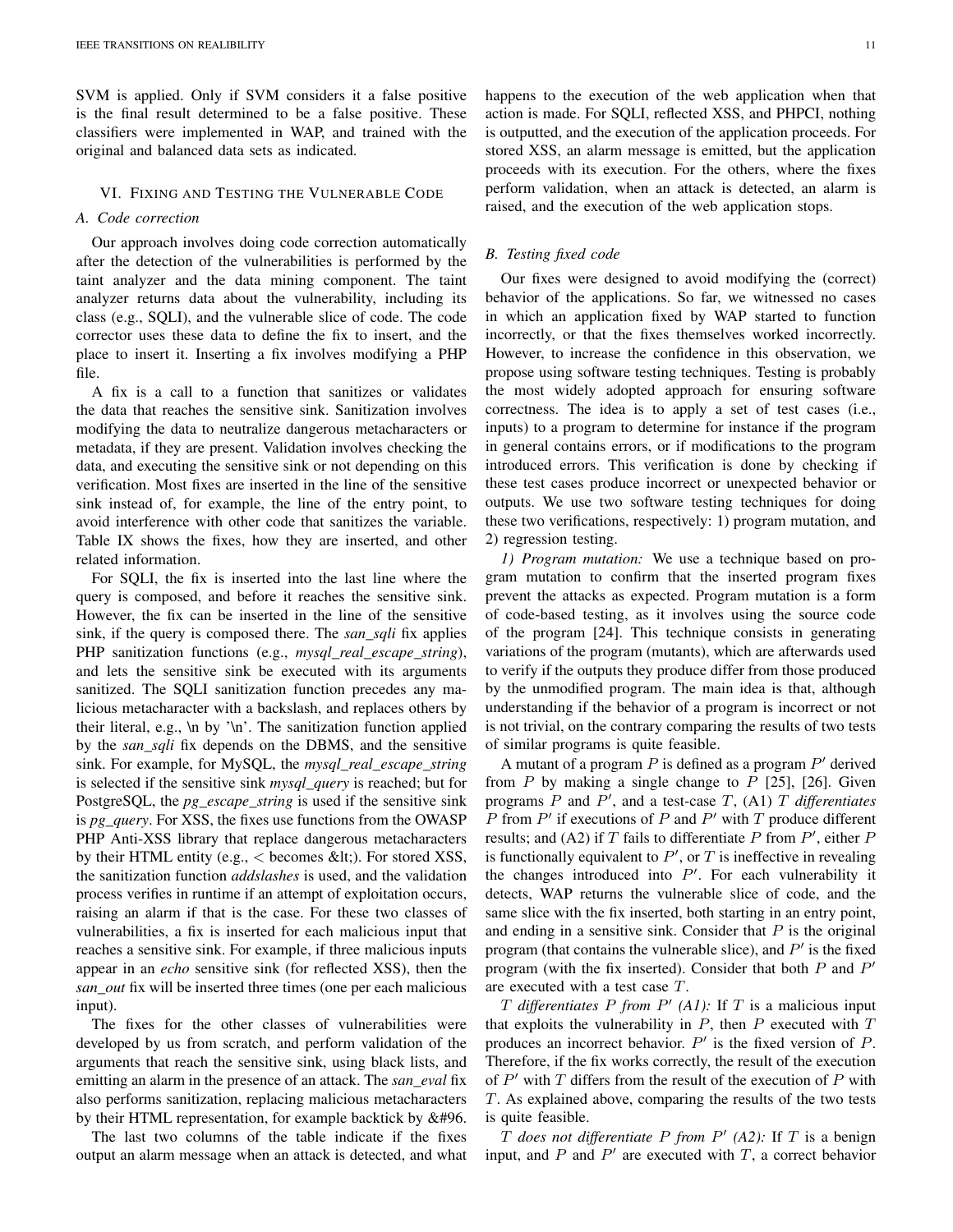SVM is applied. Only if SVM considers it a false positive is the final result determined to be a false positive. These classifiers were implemented in WAP, and trained with the original and balanced data sets as indicated.

## VI. Fixing and Testing the Vulnerable Code

### A. Code correction

Our approach involves doing code correction automatically after the detection of the vulnerabilities is performed by the taint analyzer and the data mining component. The taint analyzer returns data about the vulnerability, including its class (e.g., SQLI), and the vulnerable slice of code. The code corrector uses these data to define the fix to insert, and the place to insert it. Inserting a fix involves modifying a PHP file.

A fix is a call to a function that sanitizes or validates the data that reaches the sensitive sink. Sanitization involves modifying the data to neutralize dangerous metacharacters or metadata, if they are present. Validation involves checking the data, and executing the sensitive sink or not depending on this verification. Most fixes are inserted in the line of the sensitive sink instead of, for example, the line of the entry point, to avoid interference with other code that sanitizes the variable. Table IX shows the fixes, how they are inserted, and other related information.

For SQLI, the fix is inserted into the last line where the query is composed, and before it reaches the sensitive sink. However, the fix can be inserted in the line of the sensitive sink, if the query is composed there. The *san_sqli* fix applies PHP sanitization functions (e.g., *mysql_real_escape_string*), and lets the sensitive sink be executed with its arguments sanitized. The SQLI sanitization function precedes any malicious metacharacter with a backslash, and replaces others by their literal, e.g., \n by '\n'. The sanitization function applied by the *san_sqli* fix depends on the DBMS, and the sensitive sink. For example, for MySQL, the *mysql_real_escape_string* is selected if the sensitive sink *mysql_query* is reached; but for PostgreSQL, the *pg_escape_string* is used if the sensitive sink is *pg_query*. For XSS, the fixes use functions from the OWASP PHP Anti-XSS library that replace dangerous metacharacters by their HTML entity (e.g., < becomes &lt;). For stored XSS, the sanitization function *addslashes* is used, and the validation process verifies in runtime if an attempt of exploitation occurs, raising an alarm if that is the case. For these two classes of vulnerabilities, a fix is inserted for each malicious input that reaches a sensitive sink. For example, if three malicious inputs appear in an *echo* sensitive sink (for reflected XSS), then the *san_out* fix will be inserted three times (one per each malicious input).

The fixes for the other classes of vulnerabilities were developed by us from scratch, and perform validation of the arguments that reach the sensitive sink, using black lists, and emitting an alarm in the presence of an attack. The *san_eval* fix also performs sanitization, replacing malicious metacharacters by their HTML representation, for example backtick by &#96.

The last two columns of the table indicate if the fixes output an alarm message when an attack is detected, and what happens to the execution of the web application when that action is made. For SQLI, reflected XSS, and PHPCI, nothing is outputted, and the execution of the application proceeds. For stored XSS, an alarm message is emitted, but the application proceeds with its execution. For the others, where the fixes perform validation, when an attack is detected, an alarm is raised, and the execution of the web application stops.

### B. Testing fixed code

Our fixes were designed to avoid modifying the (correct) behavior of the applications. So far, we witnessed no cases in which an application fixed by WAP started to function incorrectly, or that the fixes themselves worked incorrectly. However, to increase the confidence in this observation, we propose using software testing techniques. Testing is probably the most widely adopted approach for ensuring software correctness. The idea is to apply a set of test cases (i.e., inputs) to a program to determine for instance if the program in general contains errors, or if modifications to the program introduced errors. This verification is done by checking if these test cases produce incorrect or unexpected behavior or outputs. We use two software testing techniques for doing these two verifications, respectively: 1) program mutation, and 2) regression testing.

*1) Program mutation:* We use a technique based on program mutation to confirm that the inserted program fixes prevent the attacks as expected. Program mutation is a form of code-based testing, as it involves using the source code of the program [24]. This technique consists in generating variations of the program (mutants), which are afterwards used to verify if the outputs they produce differ from those produced by the unmodified program. The main idea is that, although understanding if the behavior of a program is incorrect or not is not trivial, on the contrary comparing the results of two tests of similar programs is quite feasible.

A mutant of a program $P$ is defined as a program $P'$ derived from $P$ by making a single change to $P$ [25], [26]. Given programs $P$ and $P'$, and a test-case $T$, (A1) $T$ *differentiates* $P$ from $P'$ if executions of $P$ and $P'$ with $T$ produce different results; and (A2) if $T$ fails to differentiate $P$ from $P'$, either $P$ is functionally equivalent to $P'$, or $T$ is ineffective in revealing the changes introduced into $P'$. For each vulnerability it detects, WAP returns the vulnerable slice of code, and the same slice with the fix inserted, both starting in an entry point, and ending in a sensitive sink. Consider that $P$ is the original program (that contains the vulnerable slice), and $P'$ is the fixed program (with the fix inserted). Consider that both $P$ and $P'$ are executed with a test case $T$.

*$T$ differentiates $P$ from $P'$ (A1):* If $T$ is a malicious input that exploits the vulnerability in $P$, then $P$ executed with $T$ produces an incorrect behavior. $P'$ is the fixed version of $P$. Therefore, if the fix works correctly, the result of the execution of $P'$ with $T$ differs from the result of the execution of $P$ with $T$. As explained above, comparing the results of the two tests is quite feasible.

*$T$ does not differentiate $P$ from $P'$ (A2):* If $T$ is a benign input, and $P$ and $P'$ are executed with $T$, a correct behavior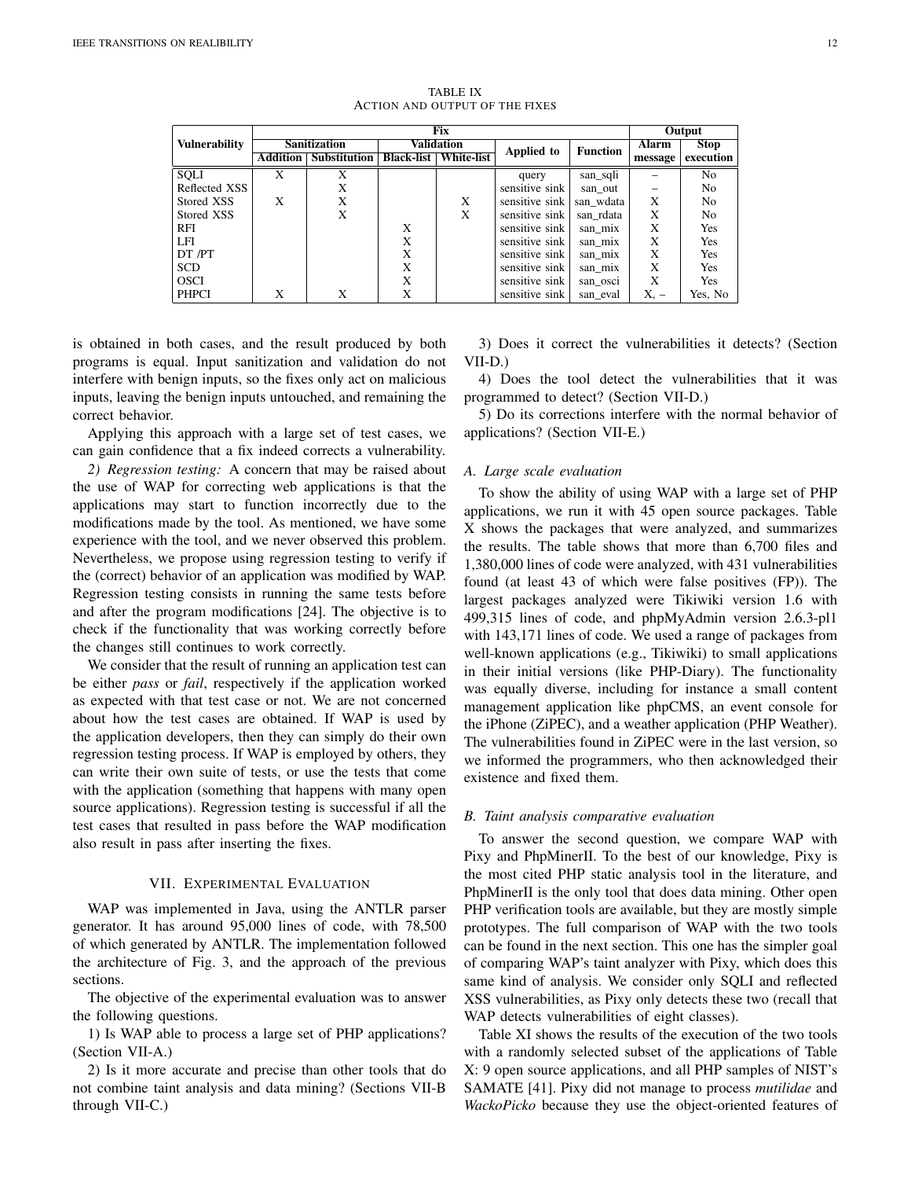TABLE IX
ACTION AND OUTPUT OF THE FIXES

| Vulnerability | Fix | | | | | | Output | |
|---|---|---|---|---|---|---|---|---|
| | Sanitization | | Validation | | Applied to | Function | Alarm message | Stop execution |
| | Addition | Substitution | Black-list | White-list | | | | |
| SQLI | X | X | | | query | san_sqli | – | No |
| Reflected XSS | | X | | | sensitive sink | san_out | – | No |
| Stored XSS | X | X | | X | sensitive sink | san_wdata | X | No |
| Stored XSS | | X | | X | sensitive sink | san_rdata | X | No |
| RFI | | | X | | sensitive sink | san_mix | X | Yes |
| LFI | | | X | | sensitive sink | san_mix | X | Yes |
| DT /PT | | | X | | sensitive sink | san_mix | X | Yes |
| SCD | | | X | | sensitive sink | san_mix | X | Yes |
| OSCI | | | X | | sensitive sink | san_osci | X | Yes |
| PHPCI | X | X | X | | sensitive sink | san_eval | X, – | Yes, No |

is obtained in both cases, and the result produced by both programs is equal. Input sanitization and validation do not interfere with benign inputs, so the fixes only act on malicious inputs, leaving the benign inputs untouched, and remaining the correct behavior.

Applying this approach with a large set of test cases, we can gain confidence that a fix indeed corrects a vulnerability.

*2) Regression testing:* A concern that may be raised about the use of WAP for correcting web applications is that the applications may start to function incorrectly due to the modifications made by the tool. As mentioned, we have some experience with the tool, and we never observed this problem. Nevertheless, we propose using regression testing to verify if the (correct) behavior of an application was modified by WAP. Regression testing consists in running the same tests before and after the program modifications [24]. The objective is to check if the functionality that was working correctly before the changes still continues to work correctly.

We consider that the result of running an application test can be either *pass* or *fail*, respectively if the application worked as expected with that test case or not. We are not concerned about how the test cases are obtained. If WAP is used by the application developers, then they can simply do their own regression testing process. If WAP is employed by others, they can write their own suite of tests, or use the tests that come with the application (something that happens with many open source applications). Regression testing is successful if all the test cases that resulted in pass before the WAP modification also result in pass after inserting the fixes.

## VII. Experimental Evaluation

WAP was implemented in Java, using the ANTLR parser generator. It has around 95,000 lines of code, with 78,500 of which generated by ANTLR. The implementation followed the architecture of Fig. 3, and the approach of the previous sections.

The objective of the experimental evaluation was to answer the following questions.

1) Is WAP able to process a large set of PHP applications? (Section VII-A.)

2) Is it more accurate and precise than other tools that do not combine taint analysis and data mining? (Sections VII-B through VII-C.)

3) Does it correct the vulnerabilities it detects? (Section VII-D.)

4) Does the tool detect the vulnerabilities that it was programmed to detect? (Section VII-D.)

5) Do its corrections interfere with the normal behavior of applications? (Section VII-E.)

### A. Large scale evaluation

To show the ability of using WAP with a large set of PHP applications, we run it with 45 open source packages. Table X shows the packages that were analyzed, and summarizes the results. The table shows that more than 6,700 files and 1,380,000 lines of code were analyzed, with 431 vulnerabilities found (at least 43 of which were false positives (FP)). The largest packages analyzed were Tikiwiki version 1.6 with 499,315 lines of code, and phpMyAdmin version 2.6.3-pl1 with 143,171 lines of code. We used a range of packages from well-known applications (e.g., Tikiwiki) to small applications in their initial versions (like PHP-Diary). The functionality was equally diverse, including for instance a small content management application like phpCMS, an event console for the iPhone (ZiPEC), and a weather application (PHP Weather). The vulnerabilities found in ZiPEC were in the last version, so we informed the programmers, who then acknowledged their existence and fixed them.

### B. Taint analysis comparative evaluation

To answer the second question, we compare WAP with Pixy and PhpMinerII. To the best of our knowledge, Pixy is the most cited PHP static analysis tool in the literature, and PhpMinerII is the only tool that does data mining. Other open PHP verification tools are available, but they are mostly simple prototypes. The full comparison of WAP with the two tools can be found in the next section. This one has the simpler goal of comparing WAP's taint analyzer with Pixy, which does this same kind of analysis. We consider only SQLI and reflected XSS vulnerabilities, as Pixy only detects these two (recall that WAP detects vulnerabilities of eight classes).

Table XI shows the results of the execution of the two tools with a randomly selected subset of the applications of Table X: 9 open source applications, and all PHP samples of NIST's SAMATE [41]. Pixy did not manage to process *mutilidae* and *WackoPicko* because they use the object-oriented features of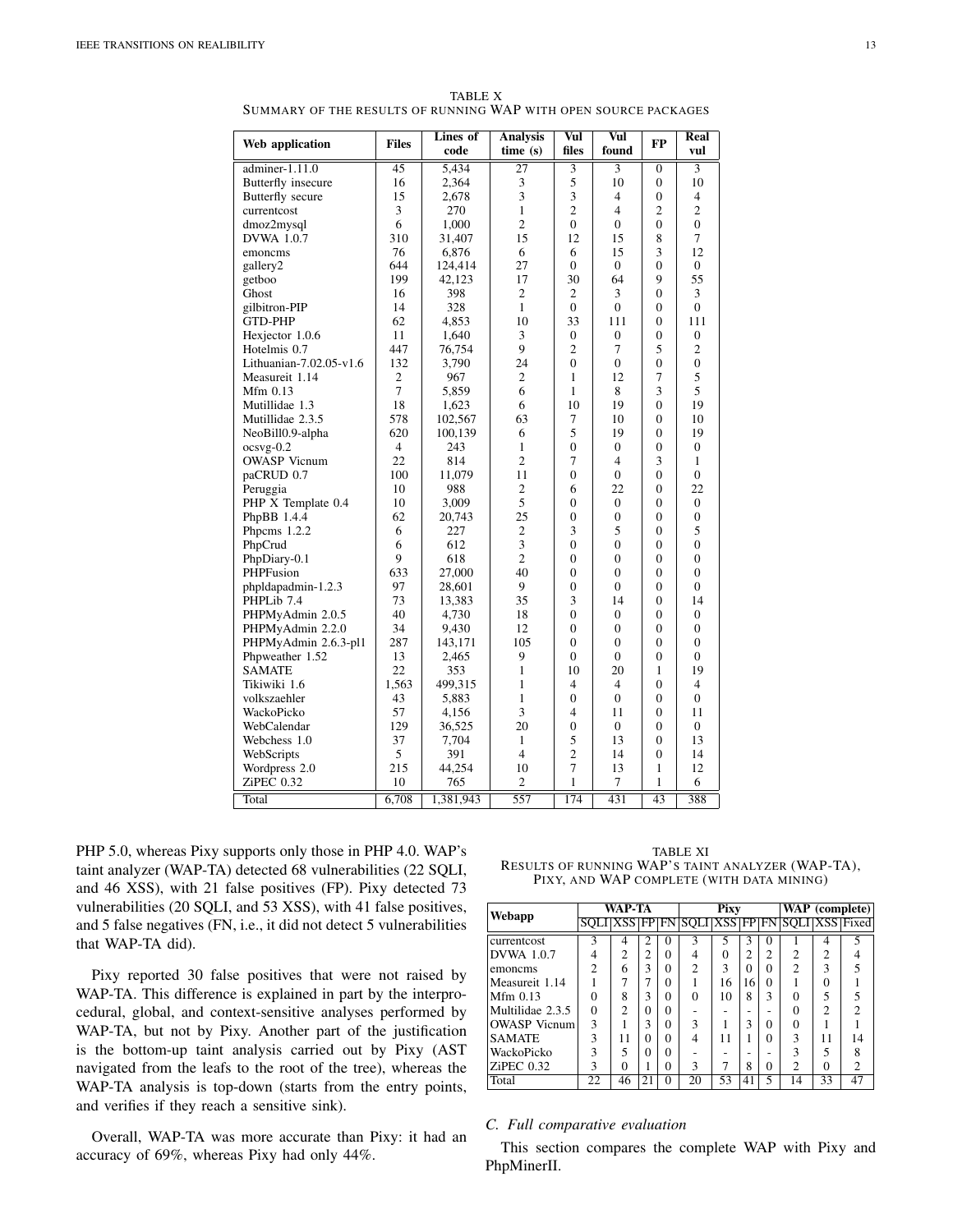TABLE X
SUMMARY OF THE RESULTS OF RUNNING WAP WITH OPEN SOURCE PACKAGES

| Web application | Files | Lines of code | Analysis time (s) | Vul files | Vul found | FP | Real vul |
|---|---|---|---|---|---|---|---|
| adminer-1.11.0 | 45 | 5,434 | 27 | 3 | 3 | 0 | 3 |
| Butterfly insecure | 16 | 2,364 | 3 | 5 | 10 | 0 | 10 |
| Butterfly secure | 15 | 2,678 | 3 | 3 | 4 | 0 | 4 |
| currentcost | 3 | 270 | 1 | 2 | 4 | 2 | 2 |
| dmoz2mysql | 6 | 1,000 | 2 | 0 | 0 | 0 | 0 |
| DVWA 1.0.7 | 310 | 31,407 | 15 | 12 | 15 | 8 | 7 |
| emoncms | 76 | 6,876 | 6 | 6 | 15 | 3 | 12 |
| gallery2 | 644 | 124,414 | 27 | 0 | 0 | 0 | 0 |
| getboo | 199 | 42,123 | 17 | 30 | 64 | 9 | 55 |
| Ghost | 16 | 398 | 2 | 2 | 3 | 0 | 3 |
| gilbitron-PIP | 14 | 328 | 1 | 0 | 0 | 0 | 0 |
| GTD-PHP | 62 | 4,853 | 10 | 33 | 111 | 0 | 111 |
| Hexjector 1.0.6 | 11 | 1,640 | 3 | 0 | 0 | 0 | 0 |
| Hotelmis 0.7 | 447 | 76,754 | 9 | 2 | 7 | 5 | 2 |
| Lithuanian-7.02.05-v1.6 | 132 | 3,790 | 24 | 0 | 0 | 0 | 0 |
| Measureit 1.14 | 2 | 967 | 2 | 1 | 12 | 7 | 5 |
| Mfm 0.13 | 7 | 5,859 | 6 | 1 | 8 | 3 | 5 |
| Mutillidae 1.3 | 18 | 1,623 | 6 | 10 | 19 | 0 | 19 |
| Mutillidae 2.3.5 | 578 | 102,567 | 63 | 7 | 10 | 0 | 10 |
| NeoBill0.9-alpha | 620 | 100,139 | 6 | 5 | 19 | 0 | 19 |
| ocsvg-0.2 | 4 | 243 | 1 | 0 | 0 | 0 | 0 |
| OWASP Vicnum | 22 | 814 | 2 | 7 | 4 | 3 | 1 |
| paCRUD 0.7 | 100 | 11,079 | 11 | 0 | 0 | 0 | 0 |
| Peruggia | 10 | 988 | 2 | 6 | 22 | 0 | 22 |
| PHP X Template 0.4 | 10 | 3,009 | 5 | 0 | 0 | 0 | 0 |
| PhpBB 1.4.4 | 62 | 20,743 | 25 | 0 | 0 | 0 | 0 |
| Phpcms 1.2.2 | 6 | 227 | 2 | 3 | 5 | 0 | 5 |
| PhpCrud | 6 | 612 | 3 | 0 | 0 | 0 | 0 |
| PhpDiary-0.1 | 9 | 618 | 2 | 0 | 0 | 0 | 0 |
| PHPFusion | 633 | 27,000 | 40 | 0 | 0 | 0 | 0 |
| phpldapadmin-1.2.3 | 97 | 28,601 | 9 | 0 | 0 | 0 | 0 |
| PHPLib 7.4 | 73 | 13,383 | 35 | 3 | 14 | 0 | 14 |
| PHPMyAdmin 2.0.5 | 40 | 4,730 | 18 | 0 | 0 | 0 | 0 |
| PHPMyAdmin 2.2.0 | 34 | 9,430 | 12 | 0 | 0 | 0 | 0 |
| PHPMyAdmin 2.6.3-pl1 | 287 | 143,171 | 105 | 0 | 0 | 0 | 0 |
| Phpweather 1.52 | 13 | 2,465 | 9 | 0 | 0 | 0 | 0 |
| SAMATE | 22 | 353 | 1 | 10 | 20 | 1 | 19 |
| Tikiwiki 1.6 | 1,563 | 499,315 | 1 | 4 | 4 | 0 | 4 |
| volkszaehler | 43 | 5,883 | 1 | 0 | 0 | 0 | 0 |
| WackoPicko | 57 | 4,156 | 3 | 4 | 11 | 0 | 11 |
| WebCalendar | 129 | 36,525 | 20 | 0 | 0 | 0 | 0 |
| Webchess 1.0 | 37 | 7,704 | 1 | 5 | 13 | 0 | 13 |
| WebScripts | 5 | 391 | 4 | 2 | 14 | 0 | 14 |
| Wordpress 2.0 | 215 | 44,254 | 10 | 7 | 13 | 1 | 12 |
| ZiPEC 0.32 | 10 | 765 | 2 | 1 | 7 | 1 | 6 |
| Total | 6,708 | 1,381,943 | 557 | 174 | 431 | 43 | 388 |

PHP 5.0, whereas Pixy supports only those in PHP 4.0. WAP's taint analyzer (WAP-TA) detected 68 vulnerabilities (22 SQLI, and 46 XSS), with 21 false positives (FP). Pixy detected 73 vulnerabilities (20 SQLI, and 53 XSS), with 41 false positives, and 5 false negatives (FN, i.e., it did not detect 5 vulnerabilities that WAP-TA did).

Pixy reported 30 false positives that were not raised by WAP-TA. This difference is explained in part by the interprocedural, global, and context-sensitive analyses performed by WAP-TA, but not by Pixy. Another part of the justification is the bottom-up taint analysis carried out by Pixy (AST navigated from the leafs to the root of the tree), whereas the WAP-TA analysis is top-down (starts from the entry points, and verifies if they reach a sensitive sink).

Overall, WAP-TA was more accurate than Pixy: it had an accuracy of 69%, whereas Pixy had only 44%.

TABLE XI
RESULTS OF RUNNING WAP'S TAINT ANALYZER (WAP-TA), PIXY, AND WAP COMPLETE (WITH DATA MINING)

| Webapp | WAP-TA | | | | Pixy | | | | WAP (complete) | | |
|---|---|---|---|---|---|---|---|---|---|---|---|
| | SQLI | XSS | FP | FN | SQLI | XSS | FP | FN | SQLI | XSS | Fixed |
| currentcost | 3 | 4 | 2 | 0 | 3 | 5 | 3 | 0 | 1 | 4 | 5 |
| DVWA 1.0.7 | 4 | 2 | 2 | 0 | 4 | 0 | 2 | 2 | 2 | 2 | 4 |
| emoncms | 2 | 6 | 3 | 0 | 2 | 3 | 0 | 0 | 2 | 3 | 5 |
| Measureit 1.14 | 1 | 7 | 7 | 0 | 1 | 16 | 16 | 0 | 1 | 0 | 1 |
| Mfm 0.13 | 0 | 8 | 3 | 0 | 0 | 10 | 8 | 3 | 0 | 5 | 5 |
| Multilidae 2.3.5 | 0 | 2 | 0 | 0 | - | - | - | - | 0 | 2 | 2 |
| OWASP Vicnum | 3 | 1 | 3 | 0 | 3 | 1 | 3 | 0 | 0 | 1 | 1 |
| SAMATE | 3 | 11 | 0 | 0 | 4 | 11 | 1 | 0 | 3 | 11 | 14 |
| WackoPicko | 3 | 5 | 0 | 0 | - | - | - | - | 3 | 5 | 8 |
| ZiPEC 0.32 | 3 | 0 | 1 | 0 | 3 | 7 | 8 | 0 | 2 | 0 | 2 |
| Total | 22 | 46 | 21 | 0 | 20 | 53 | 41 | 5 | 14 | 33 | 47 |

### C. Full comparative evaluation

This section compares the complete WAP with Pixy and PhpMinerII.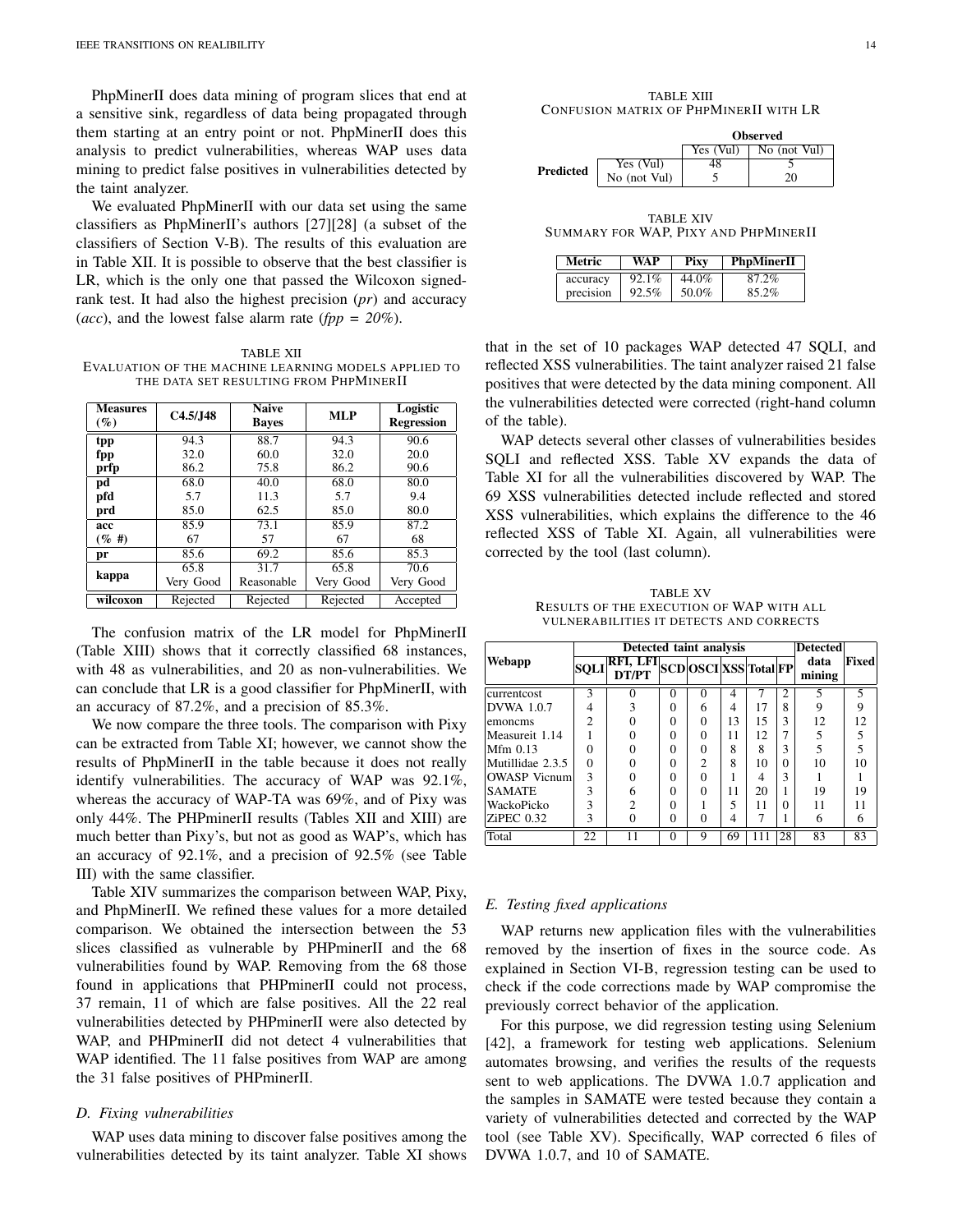PhpMinerII does data mining of program slices that end at a sensitive sink, regardless of data being propagated through them starting at an entry point or not. PhpMinerII does this analysis to predict vulnerabilities, whereas WAP uses data mining to predict false positives in vulnerabilities detected by the taint analyzer.

We evaluated PhpMinerII with our data set using the same classifiers as PhpMinerII's authors [27][28] (a subset of the classifiers of Section V-B). The results of this evaluation are in Table XII. It is possible to observe that the best classifier is LR, which is the only one that passed the Wilcoxon signed-rank test. It had also the highest precision (*pr*) and accuracy (*acc*), and the lowest false alarm rate (*fpp = 20%*).

TABLE XII
EVALUATION OF THE MACHINE LEARNING MODELS APPLIED TO THE DATA SET RESULTING FROM PHPMINERII

| Measures (%) | C4.5/J48 | Naive Bayes | MLP | Logistic Regression |
|---|---|---|---|---|
| **tpp** | 94.3 | 88.7 | 94.3 | 90.6 |
| **fpp** | 32.0 | 60.0 | 32.0 | 20.0 |
| **prfp** | 86.2 | 75.8 | 86.2 | 90.6 |
| **pd** | 68.0 | 40.0 | 68.0 | 80.0 |
| **pfd** | 5.7 | 11.3 | 5.7 | 9.4 |
| **prd** | 85.0 | 62.5 | 85.0 | 80.0 |
| **acc** | 85.9 | 73.1 | 85.9 | 87.2 |
| **(% #)** | 67 | 57 | 67 | 68 |
| **pr** | 85.6 | 69.2 | 85.6 | 85.3 |
| **kappa** | 65.8 Very Good | 31.7 Reasonable | 65.8 Very Good | 70.6 Very Good |
| **wilcoxon** | Rejected | Rejected | Rejected | Accepted |

The confusion matrix of the LR model for PhpMinerII (Table XIII) shows that it correctly classified 68 instances, with 48 as vulnerabilities, and 20 as non-vulnerabilities. We can conclude that LR is a good classifier for PhpMinerII, with an accuracy of 87.2%, and a precision of 85.3%.

We now compare the three tools. The comparison with Pixy can be extracted from Table XI; however, we cannot show the results of PhpMinerII in the table because it does not really identify vulnerabilities. The accuracy of WAP was 92.1%, whereas the accuracy of WAP-TA was 69%, and of Pixy was only 44%. The PHPminerII results (Tables XII and XIII) are much better than Pixy's, but not as good as WAP's, which has an accuracy of 92.1%, and a precision of 92.5% (see Table III) with the same classifier.

Table XIV summarizes the comparison between WAP, Pixy, and PhpMinerII. We refined these values for a more detailed comparison. We obtained the intersection between the 53 slices classified as vulnerable by PHPminerII and the 68 vulnerabilities found by WAP. Removing from the 68 those found in applications that PHPminerII could not process, 37 remain, 11 of which are false positives. All the 22 real vulnerabilities detected by PHPminerII were also detected by WAP, and PHPminerII did not detect 4 vulnerabilities that WAP identified. The 11 false positives from WAP are among the 31 false positives of PHPminerII.

TABLE XIII
CONFUSION MATRIX OF PHPMINERII WITH LR

| | | Observed | |
|---|---|---|---|
| | | Yes (Vul) | No (not Vul) |
| **Predicted** | Yes (Vul) | 48 | 5 |
| | No (not Vul) | 5 | 20 |

TABLE XIV
SUMMARY FOR WAP, PIXY AND PHPMINERII

| Metric | WAP | Pixy | PhpMinerII |
|---|---|---|---|
| accuracy | 92.1% | 44.0% | 87.2% |
| precision | 92.5% | 50.0% | 85.2% |

### D. Fixing vulnerabilities

WAP uses data mining to discover false positives among the vulnerabilities detected by its taint analyzer. Table XI shows that in the set of 10 packages WAP detected 47 SQLI, and reflected XSS vulnerabilities. The taint analyzer raised 21 false positives that were detected by the data mining component. All the vulnerabilities detected were corrected (right-hand column of the table).

WAP detects several other classes of vulnerabilities besides SQLI and reflected XSS. Table XV expands the data of Table XI for all the vulnerabilities discovered by WAP. The 69 XSS vulnerabilities detected include reflected and stored XSS vulnerabilities, which explains the difference to the 46 reflected XSS of Table XI. Again, all vulnerabilities were corrected by the tool (last column).

TABLE XV
RESULTS OF THE EXECUTION OF WAP WITH ALL VULNERABILITIES IT DETECTS AND CORRECTS

| Webapp | Detected taint analysis | | | | | | | Detected data mining | Fixed |
|---|---|---|---|---|---|---|---|---|---|
| | SQLI | RFI, LFI DT/PT | SCD | OSCI | XSS | Total | FP | | |
| currentcost | 3 | 0 | 0 | 0 | 4 | 7 | 2 | 5 | 5 |
| DVWA 1.0.7 | 4 | 3 | 0 | 6 | 4 | 17 | 8 | 9 | 9 |
| emoncms | 2 | 0 | 0 | 0 | 13 | 15 | 3 | 12 | 12 |
| Measureit 1.14 | 1 | 0 | 0 | 0 | 11 | 12 | 7 | 5 | 5 |
| Mfm 0.13 | 0 | 0 | 0 | 0 | 8 | 8 | 3 | 5 | 5 |
| Mutillidae 2.3.5 | 0 | 0 | 0 | 2 | 8 | 10 | 0 | 10 | 10 |
| OWASP Vicnum | 3 | 0 | 0 | 0 | 1 | 4 | 3 | 1 | 1 |
| SAMATE | 3 | 6 | 0 | 0 | 11 | 20 | 1 | 19 | 19 |
| WackoPicko | 3 | 2 | 0 | 1 | 5 | 11 | 0 | 11 | 11 |
| ZiPEC 0.32 | 3 | 0 | 0 | 0 | 4 | 7 | 1 | 6 | 6 |
| Total | 22 | 11 | 0 | 9 | 69 | 111 | 28 | 83 | 83 |

### E. Testing fixed applications

WAP returns new application files with the vulnerabilities removed by the insertion of fixes in the source code. As explained in Section VI-B, regression testing can be used to check if the code corrections made by WAP compromise the previously correct behavior of the application.

For this purpose, we did regression testing using Selenium [42], a framework for testing web applications. Selenium automates browsing, and verifies the results of the requests sent to web applications. The DVWA 1.0.7 application and the samples in SAMATE were tested because they contain a variety of vulnerabilities detected and corrected by the WAP tool (see Table XV). Specifically, WAP corrected 6 files of DVWA 1.0.7, and 10 of SAMATE.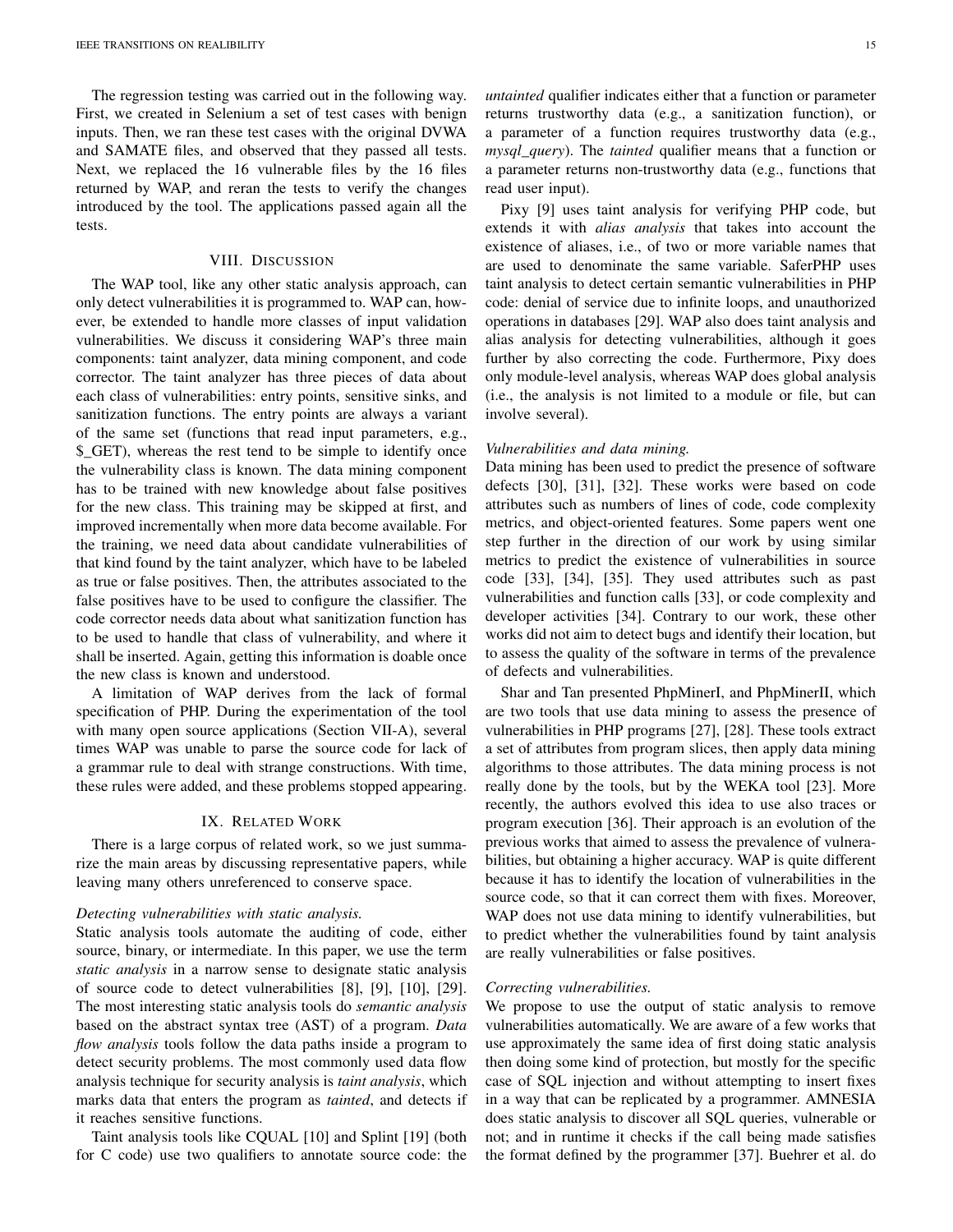The regression testing was carried out in the following way. First, we created in Selenium a set of test cases with benign inputs. Then, we ran these test cases with the original DVWA and SAMATE files, and observed that they passed all tests. Next, we replaced the 16 vulnerable files by the 16 files returned by WAP, and reran the tests to verify the changes introduced by the tool. The applications passed again all the tests.

## VIII. Discussion

The WAP tool, like any other static analysis approach, can only detect vulnerabilities it is programmed to. WAP can, however, be extended to handle more classes of input validation vulnerabilities. We discuss it considering WAP's three main components: taint analyzer, data mining component, and code corrector. The taint analyzer has three pieces of data about each class of vulnerabilities: entry points, sensitive sinks, and sanitization functions. The entry points are always a variant of the same set (functions that read input parameters, e.g., $_GET), whereas the rest tend to be simple to identify once the vulnerability class is known. The data mining component has to be trained with new knowledge about false positives for the new class. This training may be skipped at first, and improved incrementally when more data become available. For the training, we need data about candidate vulnerabilities of that kind found by the taint analyzer, which have to be labeled as true or false positives. Then, the attributes associated to the false positives have to be used to configure the classifier. The code corrector needs data about what sanitization function has to be used to handle that class of vulnerability, and where it shall be inserted. Again, getting this information is doable once the new class is known and understood.

A limitation of WAP derives from the lack of formal specification of PHP. During the experimentation of the tool with many open source applications (Section VII-A), several times WAP was unable to parse the source code for lack of a grammar rule to deal with strange constructions. With time, these rules were added, and these problems stopped appearing.

## IX. Related Work

There is a large corpus of related work, so we just summarize the main areas by discussing representative papers, while leaving many others unreferenced to conserve space.

*Detecting vulnerabilities with static analysis.*
Static analysis tools automate the auditing of code, either source, binary, or intermediate. In this paper, we use the term *static analysis* in a narrow sense to designate static analysis of source code to detect vulnerabilities [8], [9], [10], [29]. The most interesting static analysis tools do *semantic analysis* based on the abstract syntax tree (AST) of a program. *Data flow analysis* tools follow the data paths inside a program to detect security problems. The most commonly used data flow analysis technique for security analysis is *taint analysis*, which marks data that enters the program as *tainted*, and detects if it reaches sensitive functions.

Taint analysis tools like CQUAL [10] and Splint [19] (both for C code) use two qualifiers to annotate source code: the *untainted* qualifier indicates either that a function or parameter returns trustworthy data (e.g., a sanitization function), or a parameter of a function requires trustworthy data (e.g., *mysql_query*). The *tainted* qualifier means that a function or a parameter returns non-trustworthy data (e.g., functions that read user input).

Pixy [9] uses taint analysis for verifying PHP code, but extends it with *alias analysis* that takes into account the existence of aliases, i.e., of two or more variable names that are used to denominate the same variable. SaferPHP uses taint analysis to detect certain semantic vulnerabilities in PHP code: denial of service due to infinite loops, and unauthorized operations in databases [29]. WAP also does taint analysis and alias analysis for detecting vulnerabilities, although it goes further by also correcting the code. Furthermore, Pixy does only module-level analysis, whereas WAP does global analysis (i.e., the analysis is not limited to a module or file, but can involve several).

*Vulnerabilities and data mining.*
Data mining has been used to predict the presence of software defects [30], [31], [32]. These works were based on code attributes such as numbers of lines of code, code complexity metrics, and object-oriented features. Some papers went one step further in the direction of our work by using similar metrics to predict the existence of vulnerabilities in source code [33], [34], [35]. They used attributes such as past vulnerabilities and function calls [33], or code complexity and developer activities [34]. Contrary to our work, these other works did not aim to detect bugs and identify their location, but to assess the quality of the software in terms of the prevalence of defects and vulnerabilities.

Shar and Tan presented PhpMinerI, and PhpMinerII, which are two tools that use data mining to assess the presence of vulnerabilities in PHP programs [27], [28]. These tools extract a set of attributes from program slices, then apply data mining algorithms to those attributes. The data mining process is not really done by the tools, but by the WEKA tool [23]. More recently, the authors evolved this idea to use also traces or program execution [36]. Their approach is an evolution of the previous works that aimed to assess the prevalence of vulnerabilities, but obtaining a higher accuracy. WAP is quite different because it has to identify the location of vulnerabilities in the source code, so that it can correct them with fixes. Moreover, WAP does not use data mining to identify vulnerabilities, but to predict whether the vulnerabilities found by taint analysis are really vulnerabilities or false positives.

*Correcting vulnerabilities.*
We propose to use the output of static analysis to remove vulnerabilities automatically. We are aware of a few works that use approximately the same idea of first doing static analysis then doing some kind of protection, but mostly for the specific case of SQL injection and without attempting to insert fixes in a way that can be replicated by a programmer. AMNESIA does static analysis to discover all SQL queries, vulnerable or not; and in runtime it checks if the call being made satisfies the format defined by the programmer [37]. Buehrer et al. do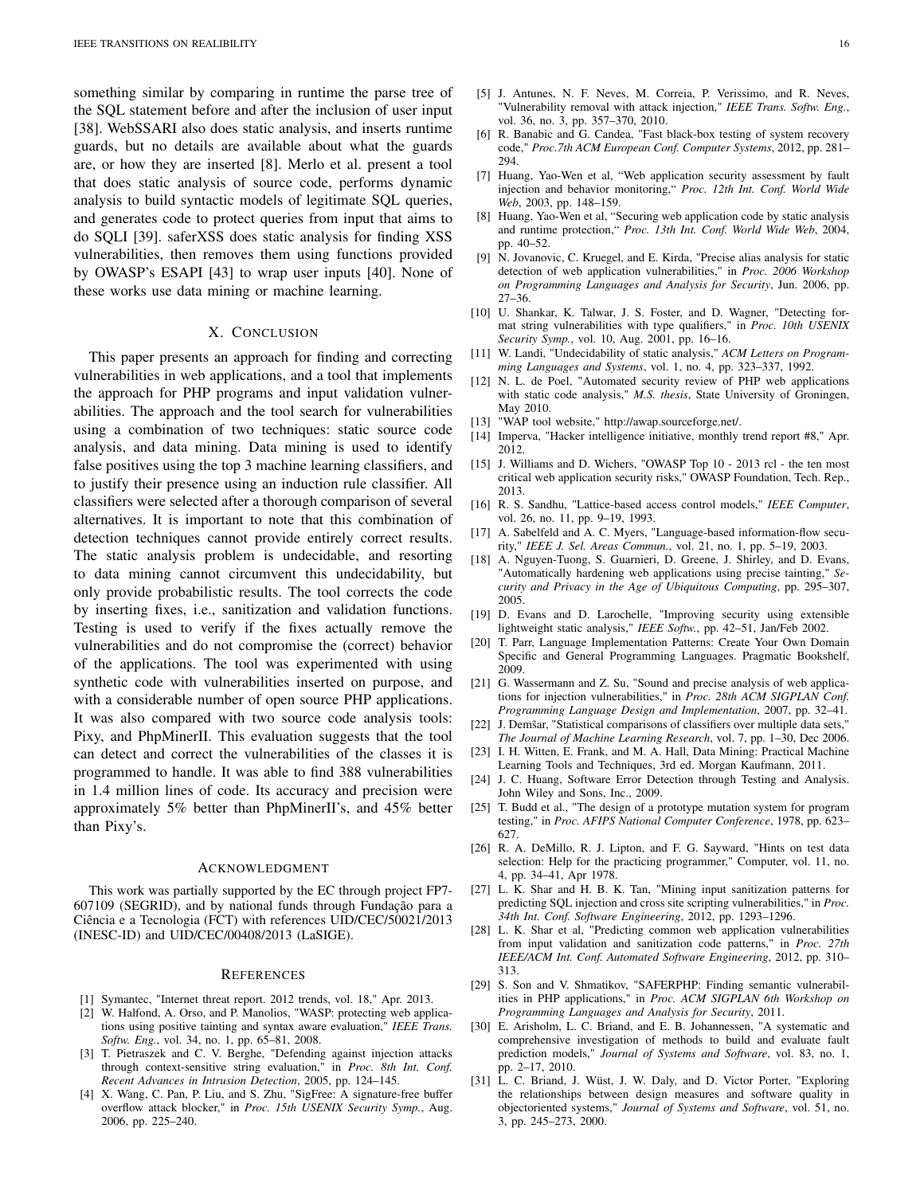something similar by comparing in runtime the parse tree of the SQL statement before and after the inclusion of user input [38]. WebSSARI also does static analysis, and inserts runtime guards, but no details are available about what the guards are, or how they are inserted [8]. Merlo et al. present a tool that does static analysis of source code, performs dynamic analysis to build syntactic models of legitimate SQL queries, and generates code to protect queries from input that aims to do SQLI [39]. saferXSS does static analysis for finding XSS vulnerabilities, then removes them using functions provided by OWASP's ESAPI [43] to wrap user inputs [40]. None of these works use data mining or machine learning.

## X. Conclusion

This paper presents an approach for finding and correcting vulnerabilities in web applications, and a tool that implements the approach for PHP programs and input validation vulnerabilities. The approach and the tool search for vulnerabilities using a combination of two techniques: static source code analysis, and data mining. Data mining is used to identify false positives using the top 3 machine learning classifiers, and to justify their presence using an induction rule classifier. All classifiers were selected after a thorough comparison of several alternatives. It is important to note that this combination of detection techniques cannot provide entirely correct results. The static analysis problem is undecidable, and resorting to data mining cannot circumvent this undecidability, but only provide probabilistic results. The tool corrects the code by inserting fixes, i.e., sanitization and validation functions. Testing is used to verify if the fixes actually remove the vulnerabilities and do not compromise the (correct) behavior of the applications. The tool was experimented with using synthetic code with vulnerabilities inserted on purpose, and with a considerable number of open source PHP applications. It was also compared with two source code analysis tools: Pixy, and PhpMinerII. This evaluation suggests that the tool can detect and correct the vulnerabilities of the classes it is programmed to handle. It was able to find 388 vulnerabilities in 1.4 million lines of code. Its accuracy and precision were approximately 5% better than PhpMinerII's, and 45% better than Pixy's.

## Acknowledgment

This work was partially supported by the EC through project FP7-607109 (SEGRID), and by national funds through Fundação para a Ciência e a Tecnologia (FCT) with references UID/CEC/50021/2013 (INESC-ID) and UID/CEC/00408/2013 (LaSIGE).

## References

[1] Symantec, "Internet threat report. 2012 trends, vol. 18," Apr. 2013.

[2] W. Halfond, A. Orso, and P. Manolios, "WASP: protecting web applications using positive tainting and syntax aware evaluation," *IEEE Trans. Softw. Eng.*, vol. 34, no. 1, pp. 65–81, 2008.

[3] T. Pietraszek and C. V. Berghe, "Defending against injection attacks through context-sensitive string evaluation," in *Proc. 8th Int. Conf. Recent Advances in Intrusion Detection*, 2005, pp. 124–145.

[4] X. Wang, C. Pan, P. Liu, and S. Zhu, "SigFree: A signature-free buffer overflow attack blocker," in *Proc. 15th USENIX Security Symp.*, Aug. 2006, pp. 225–240.

[5] J. Antunes, N. F. Neves, M. Correia, P. Verissimo, and R. Neves, "Vulnerability removal with attack injection," *IEEE Trans. Softw. Eng.*, vol. 36, no. 3, pp. 357–370, 2010.

[6] R. Banabic and G. Candea, "Fast black-box testing of system recovery code," *Proc.7th ACM European Conf. Computer Systems*, 2012, pp. 281–294.

[7] Huang, Yao-Wen et al, "Web application security assessment by fault injection and behavior monitoring," *Proc. 12th Int. Conf. World Wide Web*, 2003, pp. 148–159.

[8] Huang, Yao-Wen et al, "Securing web application code by static analysis and runtime protection," *Proc. 13th Int. Conf. World Wide Web*, 2004, pp. 40–52.

[9] N. Jovanovic, C. Kruegel, and E. Kirda, "Precise alias analysis for static detection of web application vulnerabilities," in *Proc. 2006 Workshop on Programming Languages and Analysis for Security*, Jun. 2006, pp. 27–36.

[10] U. Shankar, K. Talwar, J. S. Foster, and D. Wagner, "Detecting format string vulnerabilities with type qualifiers," in *Proc. 10th USENIX Security Symp.*, vol. 10, Aug. 2001, pp. 16–16.

[11] W. Landi, "Undecidability of static analysis," *ACM Letters on Programming Languages and Systems*, vol. 1, no. 4, pp. 323–337, 1992.

[12] N. L. de Poel, "Automated security review of PHP web applications with static code analysis," *M.S. thesis*, State University of Groningen, May 2010.

[13] "WAP tool website," http://awap.sourceforge.net/.

[14] Imperva, "Hacker intelligence initiative, monthly trend report #8," Apr. 2012.

[15] J. Williams and D. Wichers, "OWASP Top 10 - 2013 rcl - the ten most critical web application security risks," OWASP Foundation, Tech. Rep., 2013.

[16] R. S. Sandhu, "Lattice-based access control models," *IEEE Computer*, vol. 26, no. 11, pp. 9–19, 1993.

[17] A. Sabelfeld and A. C. Myers, "Language-based information-flow security," *IEEE J. Sel. Areas Commun.*, vol. 21, no. 1, pp. 5–19, 2003.

[18] A. Nguyen-Tuong, S. Guarnieri, D. Greene, J. Shirley, and D. Evans, "Automatically hardening web applications using precise tainting," *Security and Privacy in the Age of Ubiquitous Computing*, pp. 295–307, 2005.

[19] D. Evans and D. Larochelle, "Improving security using extensible lightweight static analysis," *IEEE Softw.*, pp. 42–51, Jan/Feb 2002.

[20] T. Parr, Language Implementation Patterns: Create Your Own Domain Specific and General Programming Languages. Pragmatic Bookshelf, 2009.

[21] G. Wassermann and Z. Su, "Sound and precise analysis of web applications for injection vulnerabilities," in *Proc. 28th ACM SIGPLAN Conf. Programming Language Design and Implementation*, 2007, pp. 32–41.

[22] J. Demšar, "Statistical comparisons of classifiers over multiple data sets," *The Journal of Machine Learning Research*, vol. 7, pp. 1–30, Dec 2006.

[23] I. H. Witten, E. Frank, and M. A. Hall, Data Mining: Practical Machine Learning Tools and Techniques, 3rd ed. Morgan Kaufmann, 2011.

[24] J. C. Huang, Software Error Detection through Testing and Analysis. John Wiley and Sons, Inc., 2009.

[25] T. Budd et al., "The design of a prototype mutation system for program testing," in *Proc. AFIPS National Computer Conference*, 1978, pp. 623–627.

[26] R. A. DeMillo, R. J. Lipton, and F. G. Sayward, "Hints on test data selection: Help for the practicing programmer," Computer, vol. 11, no. 4, pp. 34–41, Apr 1978.

[27] L. K. Shar and H. B. K. Tan, "Mining input sanitization patterns for predicting SQL injection and cross site scripting vulnerabilities," in *Proc. 34th Int. Conf. Software Engineering*, 2012, pp. 1293–1296.

[28] L. K. Shar et al, "Predicting common web application vulnerabilities from input validation and sanitization code patterns," in *Proc. 27th IEEE/ACM Int. Conf. Automated Software Engineering*, 2012, pp. 310–313.

[29] S. Son and V. Shmatikov, "SAFERPHP: Finding semantic vulnerabilities in PHP applications," in *Proc. ACM SIGPLAN 6th Workshop on Programming Languages and Analysis for Security*, 2011.

[30] E. Arisholm, L. C. Briand, and E. B. Johannessen, "A systematic and comprehensive investigation of methods to build and evaluate fault prediction models," *Journal of Systems and Software*, vol. 83, no. 1, pp. 2–17, 2010.

[31] L. C. Briand, J. Wüst, J. W. Daly, and D. Victor Porter, "Exploring the relationships between design measures and software quality in objectoriented systems," *Journal of Systems and Software*, vol. 51, no. 3, pp. 245–273, 2000.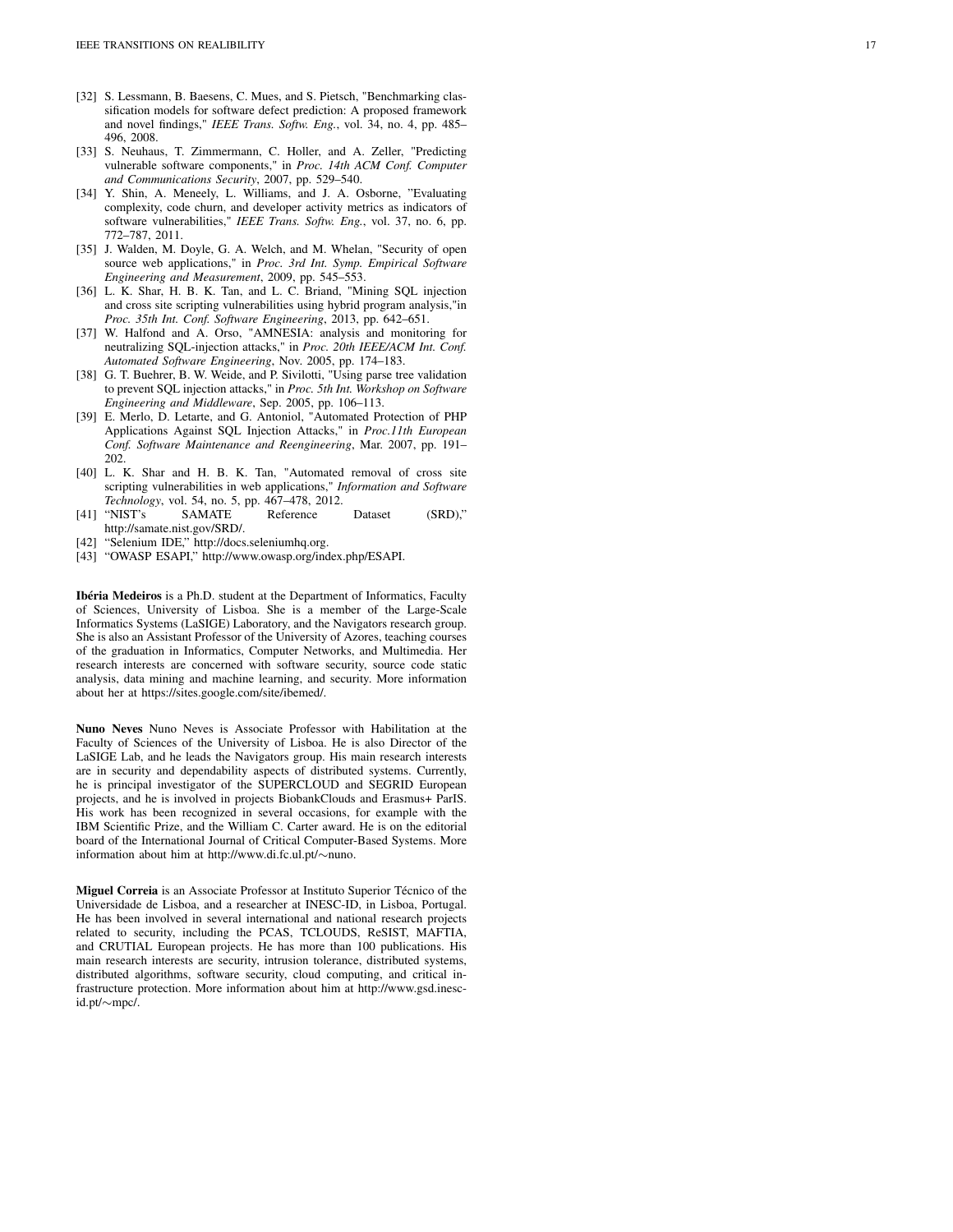[32] S. Lessmann, B. Baesens, C. Mues, and S. Pietsch, "Benchmarking classification models for software defect prediction: A proposed framework and novel findings," *IEEE Trans. Softw. Eng.*, vol. 34, no. 4, pp. 485–496, 2008.

[33] S. Neuhaus, T. Zimmermann, C. Holler, and A. Zeller, "Predicting vulnerable software components," in *Proc. 14th ACM Conf. Computer and Communications Security*, 2007, pp. 529–540.

[34] Y. Shin, A. Meneely, L. Williams, and J. A. Osborne, "Evaluating complexity, code churn, and developer activity metrics as indicators of software vulnerabilities," *IEEE Trans. Softw. Eng.*, vol. 37, no. 6, pp. 772–787, 2011.

[35] J. Walden, M. Doyle, G. A. Welch, and M. Whelan, "Security of open source web applications," in *Proc. 3rd Int. Symp. Empirical Software Engineering and Measurement*, 2009, pp. 545–553.

[36] L. K. Shar, H. B. K. Tan, and L. C. Briand, "Mining SQL injection and cross site scripting vulnerabilities using hybrid program analysis,"in *Proc. 35th Int. Conf. Software Engineering*, 2013, pp. 642–651.

[37] W. Halfond and A. Orso, "AMNESIA: analysis and monitoring for neutralizing SQL-injection attacks," in *Proc. 20th IEEE/ACM Int. Conf. Automated Software Engineering*, Nov. 2005, pp. 174–183.

[38] G. T. Buehrer, B. W. Weide, and P. Sivilotti, "Using parse tree validation to prevent SQL injection attacks," in *Proc. 5th Int. Workshop on Software Engineering and Middleware*, Sep. 2005, pp. 106–113.

[39] E. Merlo, D. Letarte, and G. Antoniol, "Automated Protection of PHP Applications Against SQL Injection Attacks," in *Proc.11th European Conf. Software Maintenance and Reengineering*, Mar. 2007, pp. 191–202.

[40] L. K. Shar and H. B. K. Tan, "Automated removal of cross site scripting vulnerabilities in web applications," *Information and Software Technology*, vol. 54, no. 5, pp. 467–478, 2012.

[41] "NIST's SAMATE Reference Dataset (SRD)," http://samate.nist.gov/SRD/.

[42] "Selenium IDE," http://docs.seleniumhq.org.

[43] "OWASP ESAPI," http://www.owasp.org/index.php/ESAPI.

**Ibéria Medeiros** is a Ph.D. student at the Department of Informatics, Faculty of Sciences, University of Lisboa. She is a member of the Large-Scale Informatics Systems (LaSIGE) Laboratory, and the Navigators research group. She is also an Assistant Professor of the University of Azores, teaching courses of the graduation in Informatics, Computer Networks, and Multimedia. Her research interests are concerned with software security, source code static analysis, data mining and machine learning, and security. More information about her at https://sites.google.com/site/ibemed/.

**Nuno Neves** Nuno Neves is Associate Professor with Habilitation at the Faculty of Sciences of the University of Lisboa. He is also Director of the LaSIGE Lab, and he leads the Navigators group. His main research interests are in security and dependability aspects of distributed systems. Currently, he is principal investigator of the SUPERCLOUD and SEGRID European projects, and he is involved in projects BiobankClouds and Erasmus+ ParIS. His work has been recognized in several occasions, for example with the IBM Scientific Prize, and the William C. Carter award. He is on the editorial board of the International Journal of Critical Computer-Based Systems. More information about him at http://www.di.fc.ul.pt/∼nuno.

**Miguel Correia** is an Associate Professor at Instituto Superior Técnico of the Universidade de Lisboa, and a researcher at INESC-ID, in Lisboa, Portugal. He has been involved in several international and national research projects related to security, including the PCAS, TCLOUDS, ReSIST, MAFTIA, and CRUTIAL European projects. He has more than 100 publications. His main research interests are security, intrusion tolerance, distributed systems, distributed algorithms, software security, cloud computing, and critical infrastructure protection. More information about him at http://www.gsd.inesc-id.pt/∼mpc/.